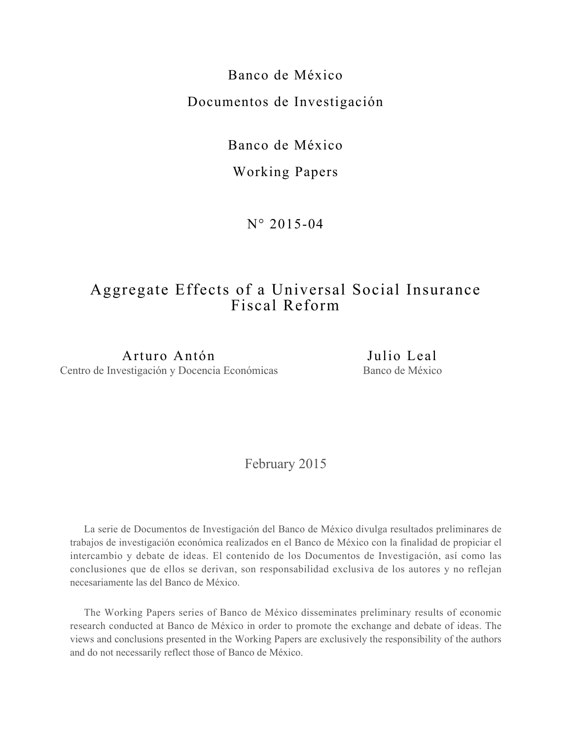Banco de México

Documentos de Investigación

Banco de México

Working Papers

N° 2015-04

# Aggregate Effects of a Universal Social Insurance Fiscal Reform

**Arturo Antón**
Centro de Investigación y Docencia Económicas

**Julio Leal**
Banco de México

February 2015

La serie de Documentos de Investigación del Banco de México divulga resultados preliminares de trabajos de investigación económica realizados en el Banco de México con la finalidad de propiciar el intercambio y debate de ideas. El contenido de los Documentos de Investigación, así como las conclusiones que de ellos se derivan, son responsabilidad exclusiva de los autores y no reflejan necesariamente las del Banco de México.

The Working Papers series of Banco de México disseminates preliminary results of economic research conducted at Banco de México in order to promote the exchange and debate of ideas. The views and conclusions presented in the Working Papers are exclusively the responsibility of the authors and do not necessarily reflect those of Banco de México.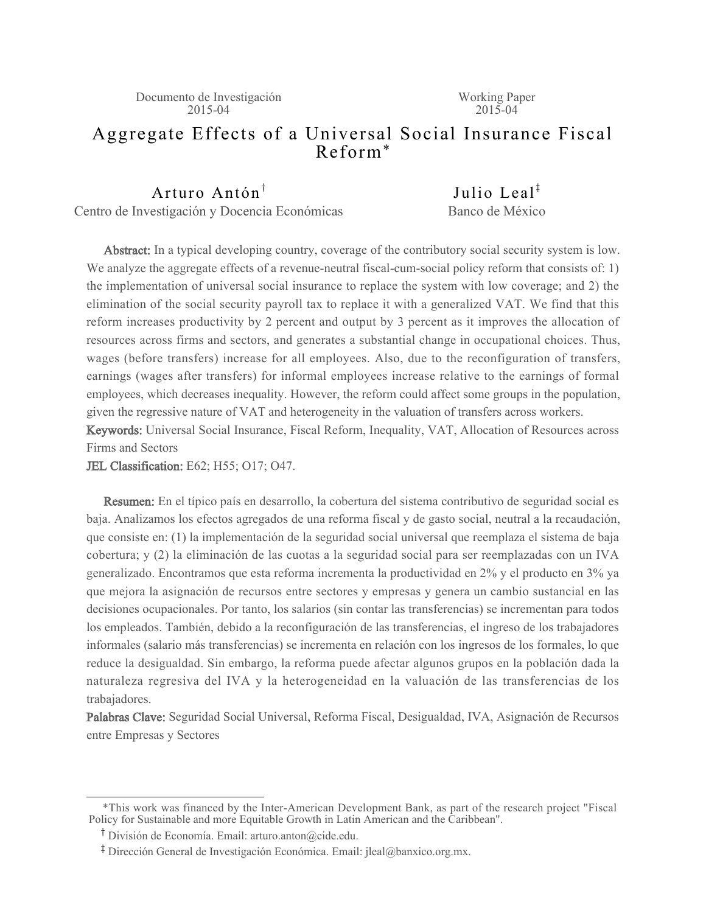Documento de Investigación
2015-04

Working Paper
2015-04

# Aggregate Effects of a Universal Social Insurance Fiscal Reform*

**Arturo Antón**[†]
Centro de Investigación y Docencia Económicas

**Julio Leal**[‡]
Banco de México

**Abstract:** In a typical developing country, coverage of the contributory social security system is low. We analyze the aggregate effects of a revenue-neutral fiscal-cum-social policy reform that consists of: 1) the implementation of universal social insurance to replace the system with low coverage; and 2) the elimination of the social security payroll tax to replace it with a generalized VAT. We find that this reform increases productivity by 2 percent and output by 3 percent as it improves the allocation of resources across firms and sectors, and generates a substantial change in occupational choices. Thus, wages (before transfers) increase for all employees. Also, due to the reconfiguration of transfers, earnings (wages after transfers) for informal employees increase relative to the earnings of formal employees, which decreases inequality. However, the reform could affect some groups in the population, given the regressive nature of VAT and heterogeneity in the valuation of transfers across workers.

**Keywords:** Universal Social Insurance, Fiscal Reform, Inequality, VAT, Allocation of Resources across Firms and Sectors

**JEL Classification:** E62; H55; O17; O47.

**Resumen:** En el típico país en desarrollo, la cobertura del sistema contributivo de seguridad social es baja. Analizamos los efectos agregados de una reforma fiscal y de gasto social, neutral a la recaudación, que consiste en: (1) la implementación de la seguridad social universal que reemplaza el sistema de baja cobertura; y (2) la eliminación de las cuotas a la seguridad social para ser reemplazadas con un IVA generalizado. Encontramos que esta reforma incrementa la productividad en 2% y el producto en 3% ya que mejora la asignación de recursos entre sectores y empresas y genera un cambio sustancial en las decisiones ocupacionales. Por tanto, los salarios (sin contar las transferencias) se incrementan para todos los empleados. También, debido a la reconfiguración de las transferencias, el ingreso de los trabajadores informales (salario más transferencias) se incrementa en relación con los ingresos de los formales, lo que reduce la desigualdad. Sin embargo, la reforma puede afectar algunos grupos en la población dada la naturaleza regresiva del IVA y la heterogeneidad en la valuación de las transferencias de los trabajadores.

**Palabras Clave:** Seguridad Social Universal, Reforma Fiscal, Desigualdad, IVA, Asignación de Recursos entre Empresas y Sectores

---

*This work was financed by the Inter-American Development Bank, as part of the research project "Fiscal Policy for Sustainable and more Equitable Growth in Latin American and the Caribbean".

[†] División de Economía. Email: arturo.anton@cide.edu.

[‡] Dirección General de Investigación Económica. Email: jleal@banxico.org.mx.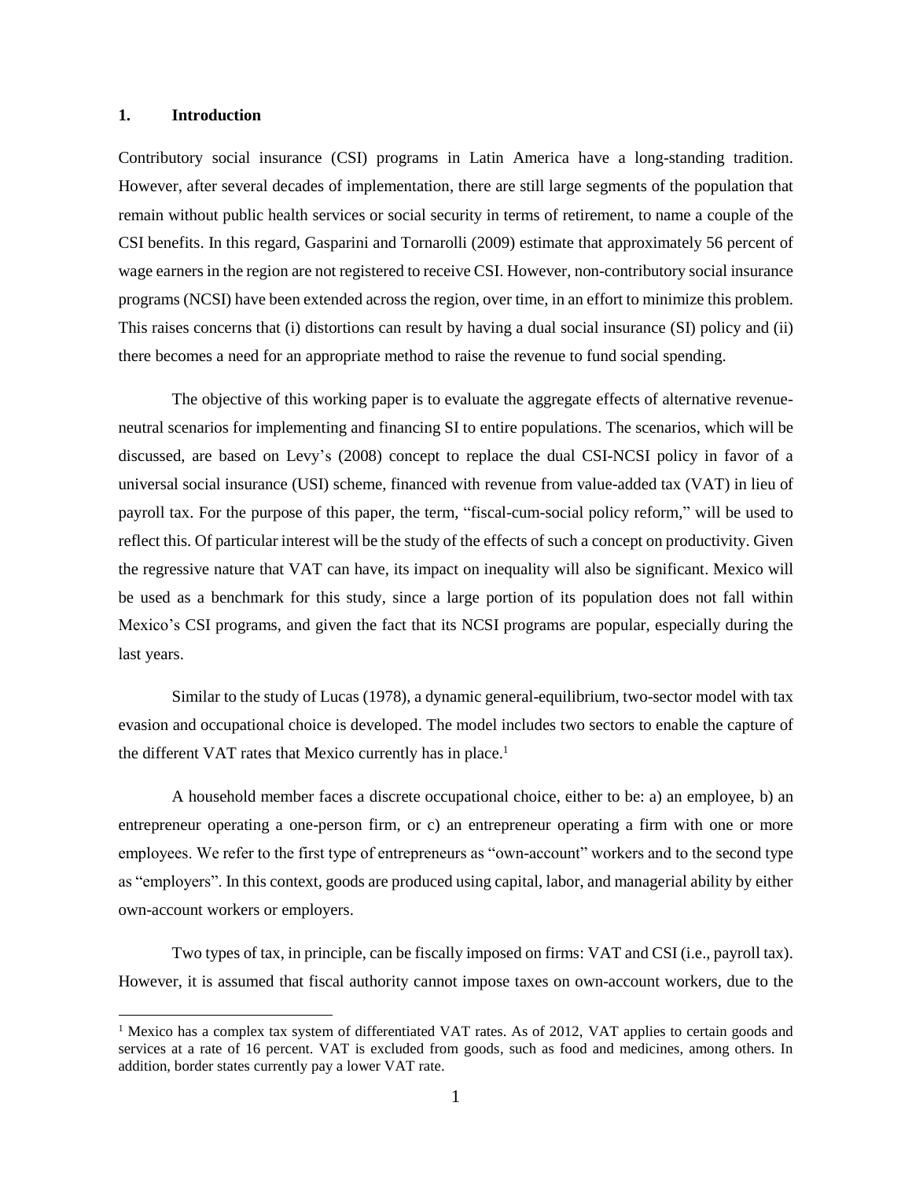## 1. Introduction

Contributory social insurance (CSI) programs in Latin America have a long-standing tradition. However, after several decades of implementation, there are still large segments of the population that remain without public health services or social security in terms of retirement, to name a couple of the CSI benefits. In this regard, Gasparini and Tornarolli (2009) estimate that approximately 56 percent of wage earners in the region are not registered to receive CSI. However, non-contributory social insurance programs (NCSI) have been extended across the region, over time, in an effort to minimize this problem. This raises concerns that (i) distortions can result by having a dual social insurance (SI) policy and (ii) there becomes a need for an appropriate method to raise the revenue to fund social spending.

The objective of this working paper is to evaluate the aggregate effects of alternative revenue-neutral scenarios for implementing and financing SI to entire populations. The scenarios, which will be discussed, are based on Levy's (2008) concept to replace the dual CSI-NCSI policy in favor of a universal social insurance (USI) scheme, financed with revenue from value-added tax (VAT) in lieu of payroll tax. For the purpose of this paper, the term, "fiscal-cum-social policy reform," will be used to reflect this. Of particular interest will be the study of the effects of such a concept on productivity. Given the regressive nature that VAT can have, its impact on inequality will also be significant. Mexico will be used as a benchmark for this study, since a large portion of its population does not fall within Mexico's CSI programs, and given the fact that its NCSI programs are popular, especially during the last years.

Similar to the study of Lucas (1978), a dynamic general-equilibrium, two-sector model with tax evasion and occupational choice is developed. The model includes two sectors to enable the capture of the different VAT rates that Mexico currently has in place.[1]

A household member faces a discrete occupational choice, either to be: a) an employee, b) an entrepreneur operating a one-person firm, or c) an entrepreneur operating a firm with one or more employees. We refer to the first type of entrepreneurs as "own-account" workers and to the second type as "employers". In this context, goods are produced using capital, labor, and managerial ability by either own-account workers or employers.

Two types of tax, in principle, can be fiscally imposed on firms: VAT and CSI (i.e., payroll tax). However, it is assumed that fiscal authority cannot impose taxes on own-account workers, due to the

[1] Mexico has a complex tax system of differentiated VAT rates. As of 2012, VAT applies to certain goods and services at a rate of 16 percent. VAT is excluded from goods, such as food and medicines, among others. In addition, border states currently pay a lower VAT rate.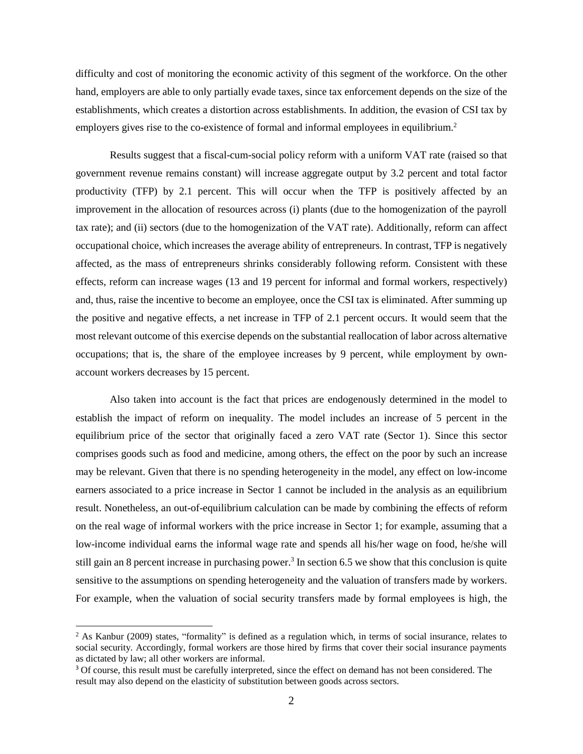difficulty and cost of monitoring the economic activity of this segment of the workforce. On the other hand, employers are able to only partially evade taxes, since tax enforcement depends on the size of the establishments, which creates a distortion across establishments. In addition, the evasion of CSI tax by employers gives rise to the co-existence of formal and informal employees in equilibrium.[2]

Results suggest that a fiscal-cum-social policy reform with a uniform VAT rate (raised so that government revenue remains constant) will increase aggregate output by 3.2 percent and total factor productivity (TFP) by 2.1 percent. This will occur when the TFP is positively affected by an improvement in the allocation of resources across (i) plants (due to the homogenization of the payroll tax rate); and (ii) sectors (due to the homogenization of the VAT rate). Additionally, reform can affect occupational choice, which increases the average ability of entrepreneurs. In contrast, TFP is negatively affected, as the mass of entrepreneurs shrinks considerably following reform. Consistent with these effects, reform can increase wages (13 and 19 percent for informal and formal workers, respectively) and, thus, raise the incentive to become an employee, once the CSI tax is eliminated. After summing up the positive and negative effects, a net increase in TFP of 2.1 percent occurs. It would seem that the most relevant outcome of this exercise depends on the substantial reallocation of labor across alternative occupations; that is, the share of the employee increases by 9 percent, while employment by own-account workers decreases by 15 percent.

Also taken into account is the fact that prices are endogenously determined in the model to establish the impact of reform on inequality. The model includes an increase of 5 percent in the equilibrium price of the sector that originally faced a zero VAT rate (Sector 1). Since this sector comprises goods such as food and medicine, among others, the effect on the poor by such an increase may be relevant. Given that there is no spending heterogeneity in the model, any effect on low-income earners associated to a price increase in Sector 1 cannot be included in the analysis as an equilibrium result. Nonetheless, an out-of-equilibrium calculation can be made by combining the effects of reform on the real wage of informal workers with the price increase in Sector 1; for example, assuming that a low-income individual earns the informal wage rate and spends all his/her wage on food, he/she will still gain an 8 percent increase in purchasing power.[3] In section 6.5 we show that this conclusion is quite sensitive to the assumptions on spending heterogeneity and the valuation of transfers made by workers. For example, when the valuation of social security transfers made by formal employees is high, the

[2] As Kanbur (2009) states, "formality" is defined as a regulation which, in terms of social insurance, relates to social security. Accordingly, formal workers are those hired by firms that cover their social insurance payments as dictated by law; all other workers are informal.

[3] Of course, this result must be carefully interpreted, since the effect on demand has not been considered. The result may also depend on the elasticity of substitution between goods across sectors.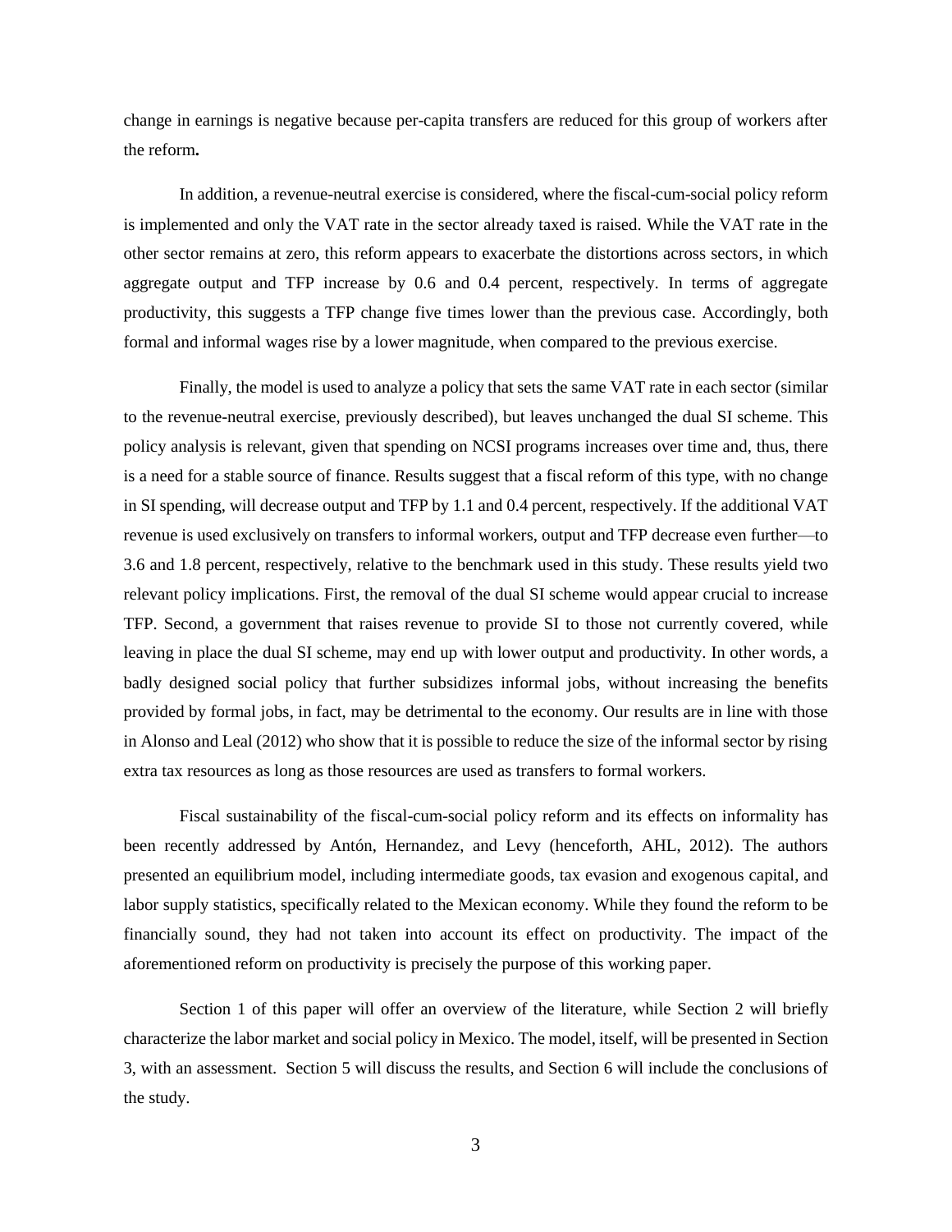change in earnings is negative because per-capita transfers are reduced for this group of workers after the reform**.**

In addition, a revenue-neutral exercise is considered, where the fiscal-cum-social policy reform is implemented and only the VAT rate in the sector already taxed is raised. While the VAT rate in the other sector remains at zero, this reform appears to exacerbate the distortions across sectors, in which aggregate output and TFP increase by 0.6 and 0.4 percent, respectively. In terms of aggregate productivity, this suggests a TFP change five times lower than the previous case. Accordingly, both formal and informal wages rise by a lower magnitude, when compared to the previous exercise.

Finally, the model is used to analyze a policy that sets the same VAT rate in each sector (similar to the revenue-neutral exercise, previously described), but leaves unchanged the dual SI scheme. This policy analysis is relevant, given that spending on NCSI programs increases over time and, thus, there is a need for a stable source of finance. Results suggest that a fiscal reform of this type, with no change in SI spending, will decrease output and TFP by 1.1 and 0.4 percent, respectively. If the additional VAT revenue is used exclusively on transfers to informal workers, output and TFP decrease even further—to 3.6 and 1.8 percent, respectively, relative to the benchmark used in this study. These results yield two relevant policy implications. First, the removal of the dual SI scheme would appear crucial to increase TFP. Second, a government that raises revenue to provide SI to those not currently covered, while leaving in place the dual SI scheme, may end up with lower output and productivity. In other words, a badly designed social policy that further subsidizes informal jobs, without increasing the benefits provided by formal jobs, in fact, may be detrimental to the economy. Our results are in line with those in Alonso and Leal (2012) who show that it is possible to reduce the size of the informal sector by rising extra tax resources as long as those resources are used as transfers to formal workers.

Fiscal sustainability of the fiscal-cum-social policy reform and its effects on informality has been recently addressed by Antón, Hernandez, and Levy (henceforth, AHL, 2012). The authors presented an equilibrium model, including intermediate goods, tax evasion and exogenous capital, and labor supply statistics, specifically related to the Mexican economy. While they found the reform to be financially sound, they had not taken into account its effect on productivity. The impact of the aforementioned reform on productivity is precisely the purpose of this working paper.

Section 1 of this paper will offer an overview of the literature, while Section 2 will briefly characterize the labor market and social policy in Mexico. The model, itself, will be presented in Section 3, with an assessment. Section 5 will discuss the results, and Section 6 will include the conclusions of the study.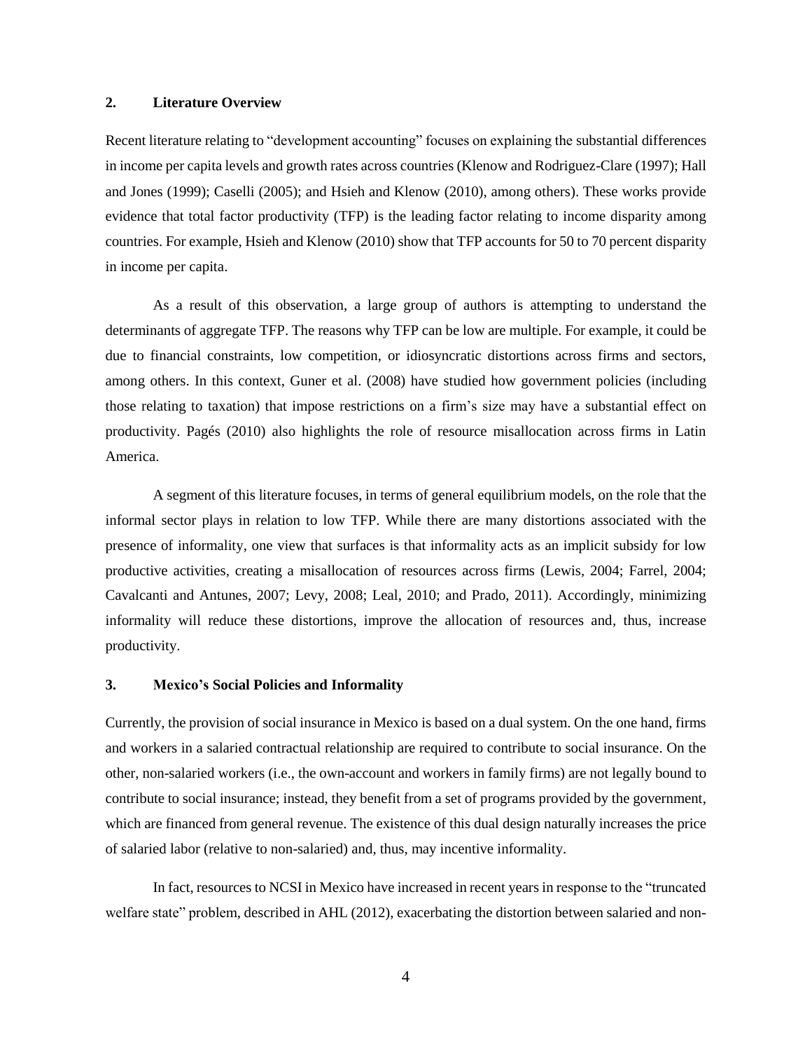## 2. Literature Overview

Recent literature relating to "development accounting" focuses on explaining the substantial differences in income per capita levels and growth rates across countries (Klenow and Rodriguez-Clare (1997); Hall and Jones (1999); Caselli (2005); and Hsieh and Klenow (2010), among others). These works provide evidence that total factor productivity (TFP) is the leading factor relating to income disparity among countries. For example, Hsieh and Klenow (2010) show that TFP accounts for 50 to 70 percent disparity in income per capita.

As a result of this observation, a large group of authors is attempting to understand the determinants of aggregate TFP. The reasons why TFP can be low are multiple. For example, it could be due to financial constraints, low competition, or idiosyncratic distortions across firms and sectors, among others. In this context, Guner et al. (2008) have studied how government policies (including those relating to taxation) that impose restrictions on a firm's size may have a substantial effect on productivity. Pagés (2010) also highlights the role of resource misallocation across firms in Latin America.

A segment of this literature focuses, in terms of general equilibrium models, on the role that the informal sector plays in relation to low TFP. While there are many distortions associated with the presence of informality, one view that surfaces is that informality acts as an implicit subsidy for low productive activities, creating a misallocation of resources across firms (Lewis, 2004; Farrel, 2004; Cavalcanti and Antunes, 2007; Levy, 2008; Leal, 2010; and Prado, 2011). Accordingly, minimizing informality will reduce these distortions, improve the allocation of resources and, thus, increase productivity.

## 3. Mexico's Social Policies and Informality

Currently, the provision of social insurance in Mexico is based on a dual system. On the one hand, firms and workers in a salaried contractual relationship are required to contribute to social insurance. On the other, non-salaried workers (i.e., the own-account and workers in family firms) are not legally bound to contribute to social insurance; instead, they benefit from a set of programs provided by the government, which are financed from general revenue. The existence of this dual design naturally increases the price of salaried labor (relative to non-salaried) and, thus, may incentive informality.

In fact, resources to NCSI in Mexico have increased in recent years in response to the "truncated welfare state" problem, described in AHL (2012), exacerbating the distortion between salaried and non-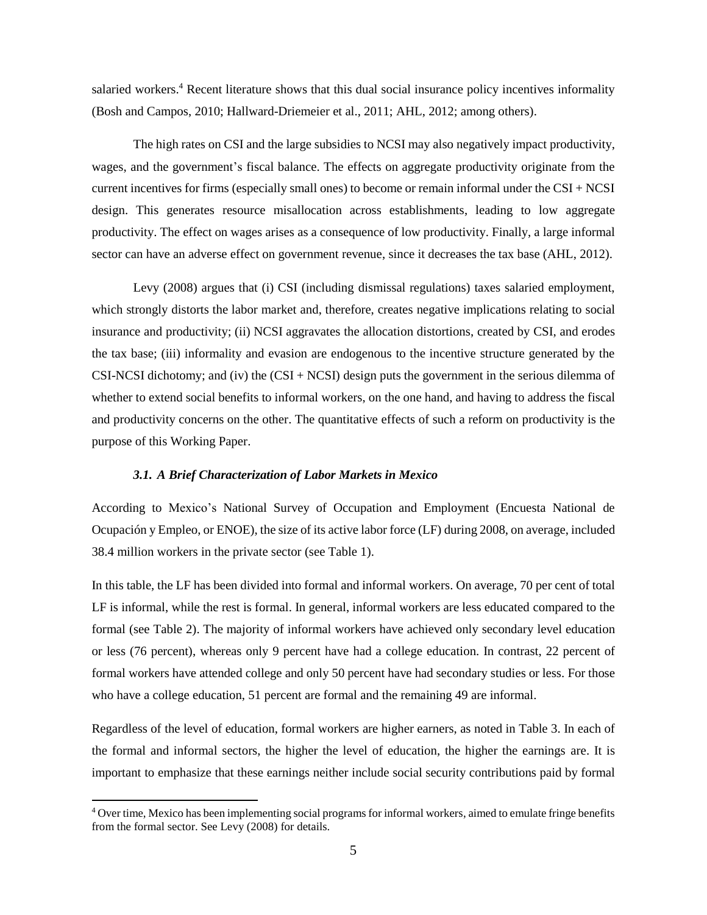salaried workers.[4] Recent literature shows that this dual social insurance policy incentives informality (Bosh and Campos, 2010; Hallward-Driemeier et al., 2011; AHL, 2012; among others).

The high rates on CSI and the large subsidies to NCSI may also negatively impact productivity, wages, and the government's fiscal balance. The effects on aggregate productivity originate from the current incentives for firms (especially small ones) to become or remain informal under the CSI + NCSI design. This generates resource misallocation across establishments, leading to low aggregate productivity. The effect on wages arises as a consequence of low productivity. Finally, a large informal sector can have an adverse effect on government revenue, since it decreases the tax base (AHL, 2012).

Levy (2008) argues that (i) CSI (including dismissal regulations) taxes salaried employment, which strongly distorts the labor market and, therefore, creates negative implications relating to social insurance and productivity; (ii) NCSI aggravates the allocation distortions, created by CSI, and erodes the tax base; (iii) informality and evasion are endogenous to the incentive structure generated by the CSI-NCSI dichotomy; and (iv) the (CSI + NCSI) design puts the government in the serious dilemma of whether to extend social benefits to informal workers, on the one hand, and having to address the fiscal and productivity concerns on the other. The quantitative effects of such a reform on productivity is the purpose of this Working Paper.

### *3.1. A Brief Characterization of Labor Markets in Mexico*

According to Mexico's National Survey of Occupation and Employment (Encuesta National de Ocupación y Empleo, or ENOE), the size of its active labor force (LF) during 2008, on average, included 38.4 million workers in the private sector (see Table 1).

In this table, the LF has been divided into formal and informal workers. On average, 70 per cent of total LF is informal, while the rest is formal. In general, informal workers are less educated compared to the formal (see Table 2). The majority of informal workers have achieved only secondary level education or less (76 percent), whereas only 9 percent have had a college education. In contrast, 22 percent of formal workers have attended college and only 50 percent have had secondary studies or less. For those who have a college education, 51 percent are formal and the remaining 49 are informal.

Regardless of the level of education, formal workers are higher earners, as noted in Table 3. In each of the formal and informal sectors, the higher the level of education, the higher the earnings are. It is important to emphasize that these earnings neither include social security contributions paid by formal

[4] Over time, Mexico has been implementing social programs for informal workers, aimed to emulate fringe benefits from the formal sector. See Levy (2008) for details.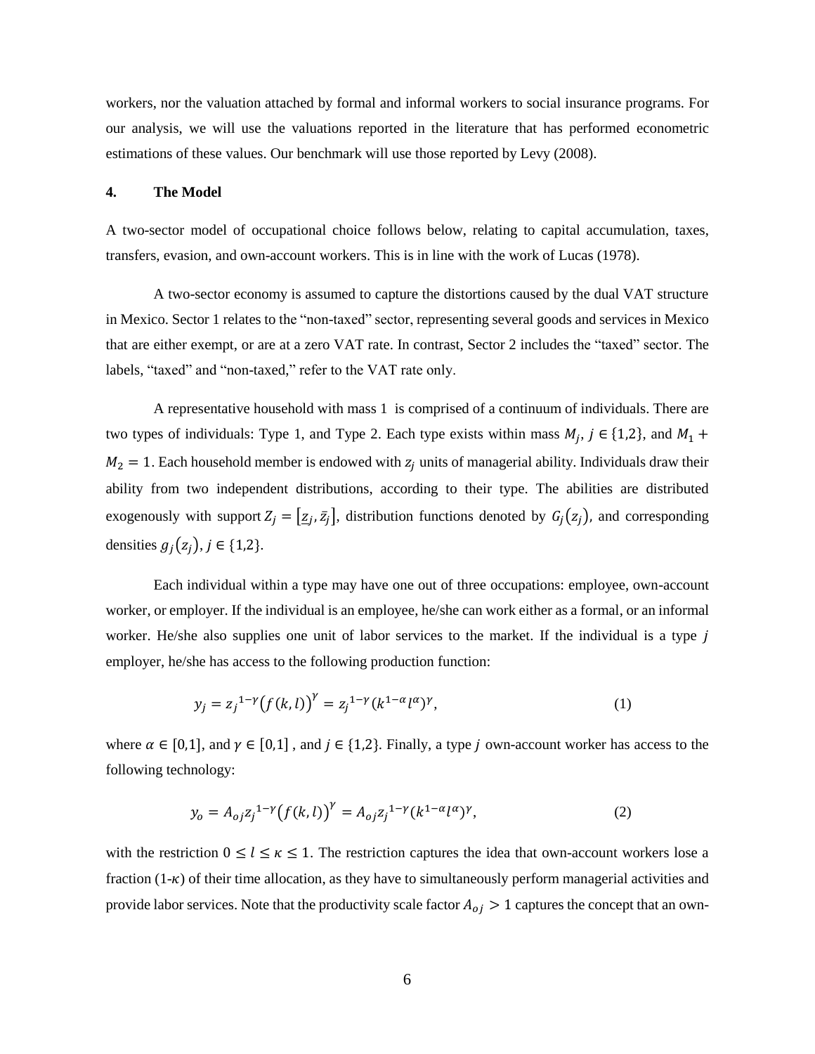workers, nor the valuation attached by formal and informal workers to social insurance programs. For our analysis, we will use the valuations reported in the literature that has performed econometric estimations of these values. Our benchmark will use those reported by Levy (2008).

## 4. The Model

A two-sector model of occupational choice follows below, relating to capital accumulation, taxes, transfers, evasion, and own-account workers. This is in line with the work of Lucas (1978).

A two-sector economy is assumed to capture the distortions caused by the dual VAT structure in Mexico. Sector 1 relates to the "non-taxed" sector, representing several goods and services in Mexico that are either exempt, or are at a zero VAT rate. In contrast, Sector 2 includes the "taxed" sector. The labels, "taxed" and "non-taxed," refer to the VAT rate only.

A representative household with mass 1 is comprised of a continuum of individuals. There are two types of individuals: Type 1, and Type 2. Each type exists within mass $M_j$, $j \in \{1,2\}$, and $M_1 + M_2 = 1$. Each household member is endowed with $z_j$ units of managerial ability. Individuals draw their ability from two independent distributions, according to their type. The abilities are distributed exogenously with support $Z_j = [\underline{z}_j, \bar{z}_j]$, distribution functions denoted by $G_j(z_j)$, and corresponding densities $g_j(z_j)$, $j \in \{1,2\}$.

Each individual within a type may have one out of three occupations: employee, own-account worker, or employer. If the individual is an employee, he/she can work either as a formal, or an informal worker. He/she also supplies one unit of labor services to the market. If the individual is a type $j$ employer, he/she has access to the following production function:

$$y_j = {z_j}^{1-\gamma}\left(f(k,l)\right)^{\gamma} = {z_j}^{1-\gamma}(k^{1-\alpha}l^{\alpha})^{\gamma}, \tag{1}$$

where $\alpha \in [0,1]$, and $\gamma \in [0,1]$ , and $j \in \{1,2\}$. Finally, a type $j$ own-account worker has access to the following technology:

$$y_o = A_{oj}{z_j}^{1-\gamma}\left(f(k,l)\right)^{\gamma} = A_{oj}{z_j}^{1-\gamma}(k^{1-\alpha}l^{\alpha})^{\gamma}, \tag{2}$$

with the restriction $0 \leq l \leq \kappa \leq 1$. The restriction captures the idea that own-account workers lose a fraction (1-$\kappa$) of their time allocation, as they have to simultaneously perform managerial activities and provide labor services. Note that the productivity scale factor $A_{oj} > 1$ captures the concept that an own-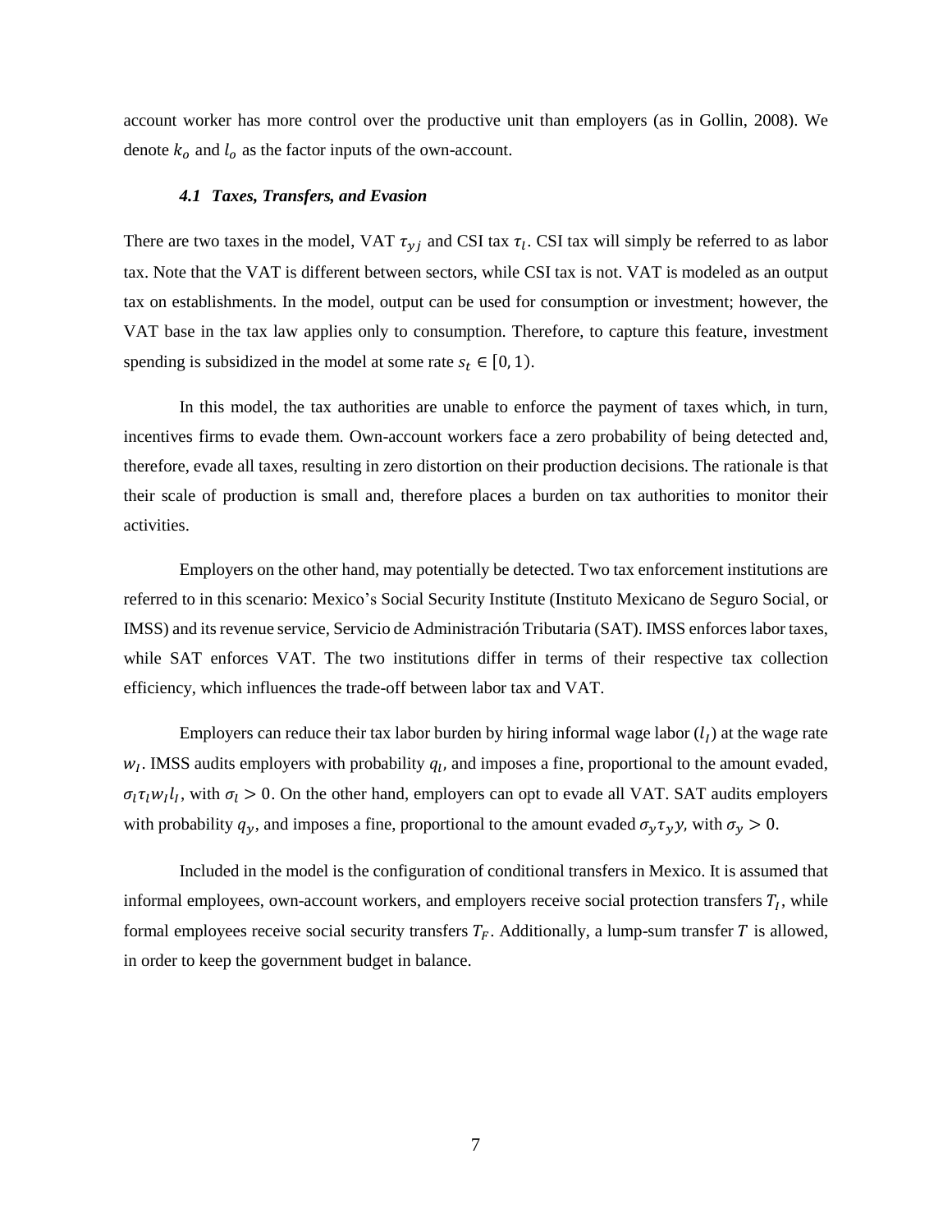account worker has more control over the productive unit than employers (as in Gollin, 2008). We denote $k_o$ and $l_o$ as the factor inputs of the own-account.

### *4.1 Taxes, Transfers, and Evasion*

There are two taxes in the model, VAT $\tau_{yj}$ and CSI tax $\tau_l$. CSI tax will simply be referred to as labor tax. Note that the VAT is different between sectors, while CSI tax is not. VAT is modeled as an output tax on establishments. In the model, output can be used for consumption or investment; however, the VAT base in the tax law applies only to consumption. Therefore, to capture this feature, investment spending is subsidized in the model at some rate $s_t \in [0, 1)$.

In this model, the tax authorities are unable to enforce the payment of taxes which, in turn, incentives firms to evade them. Own-account workers face a zero probability of being detected and, therefore, evade all taxes, resulting in zero distortion on their production decisions. The rationale is that their scale of production is small and, therefore places a burden on tax authorities to monitor their activities.

Employers on the other hand, may potentially be detected. Two tax enforcement institutions are referred to in this scenario: Mexico's Social Security Institute (Instituto Mexicano de Seguro Social, or IMSS) and its revenue service, Servicio de Administración Tributaria (SAT). IMSS enforces labor taxes, while SAT enforces VAT. The two institutions differ in terms of their respective tax collection efficiency, which influences the trade-off between labor tax and VAT.

Employers can reduce their tax labor burden by hiring informal wage labor ($l_I$) at the wage rate $w_I$. IMSS audits employers with probability $q_l$, and imposes a fine, proportional to the amount evaded, $\sigma_l \tau_l w_I l_I$, with $\sigma_l > 0$. On the other hand, employers can opt to evade all VAT. SAT audits employers with probability $q_y$, and imposes a fine, proportional to the amount evaded $\sigma_y \tau_y y$, with $\sigma_y > 0$.

Included in the model is the configuration of conditional transfers in Mexico. It is assumed that informal employees, own-account workers, and employers receive social protection transfers $T_I$, while formal employees receive social security transfers $T_F$. Additionally, a lump-sum transfer $T$ is allowed, in order to keep the government budget in balance.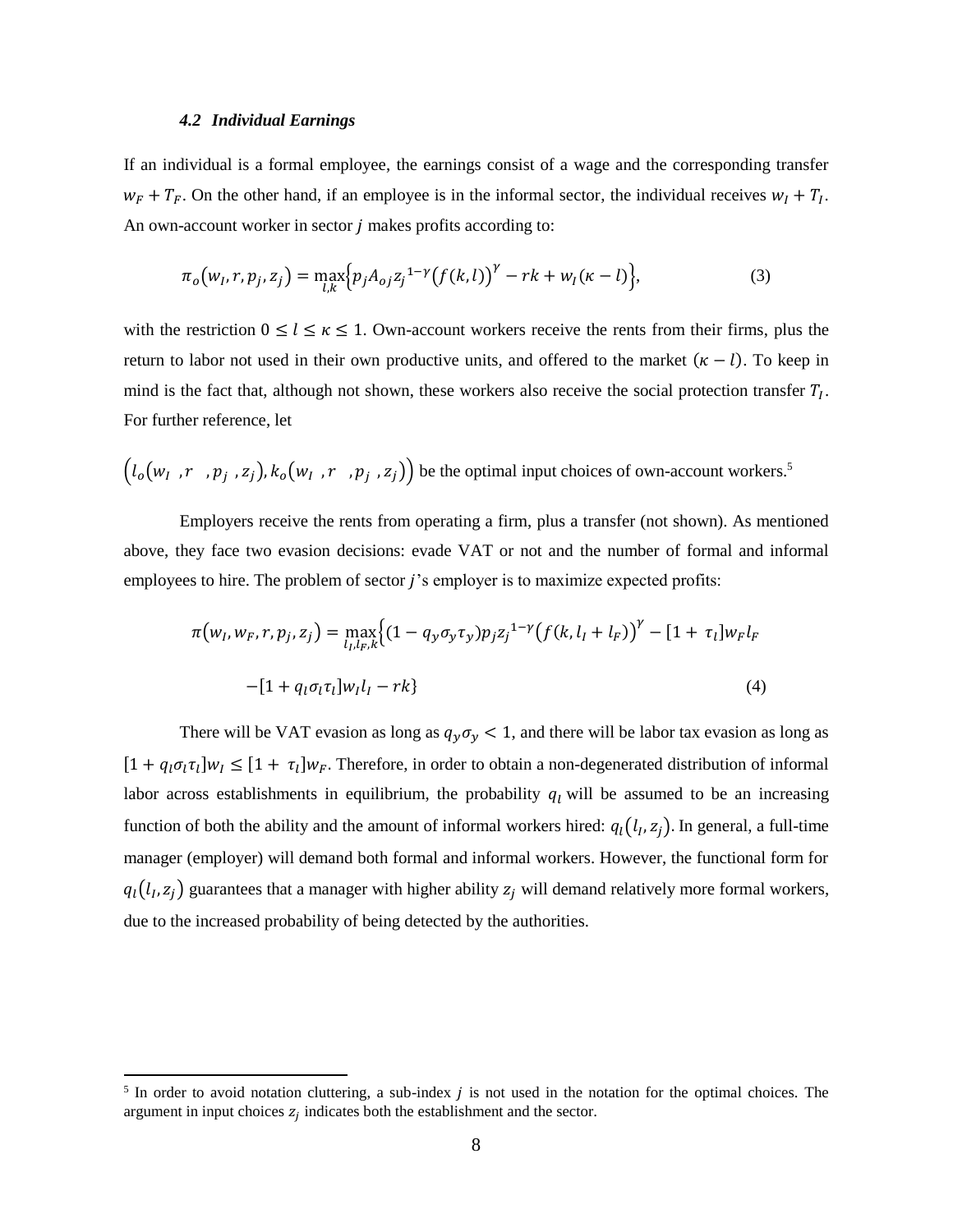### *4.2 Individual Earnings*

If an individual is a formal employee, the earnings consist of a wage and the corresponding transfer $w_F + T_F$. On the other hand, if an employee is in the informal sector, the individual receives $w_I + T_I$. An own-account worker in sector $j$ makes profits according to:

$$\pi_o\left(w_I, r, p_j, z_j\right) = \max_{l,k}\left\{p_j A_{oj} {z_j}^{1-\gamma}\left(f(k,l)\right)^{\gamma} - rk + w_I(\kappa - l)\right\}, \tag{3}$$

with the restriction $0 \leq l \leq \kappa \leq 1$. Own-account workers receive the rents from their firms, plus the return to labor not used in their own productive units, and offered to the market $(\kappa - l)$. To keep in mind is the fact that, although not shown, these workers also receive the social protection transfer $T_I$. For further reference, let

$\left(l_o\left(w_I, r, p_j, z_j\right), k_o\left(w_I, r, p_j, z_j\right)\right)$ be the optimal input choices of own-account workers.[5]

Employers receive the rents from operating a firm, plus a transfer (not shown). As mentioned above, they face two evasion decisions: evade VAT or not and the number of formal and informal employees to hire. The problem of sector $j$'s employer is to maximize expected profits:

$$\pi\left(w_I, w_F, r, p_j, z_j\right) = \max_{l_I, l_F, k}\left\{(1 - q_y\sigma_y\tau_y)p_j {z_j}^{1-\gamma}\left(f(k, l_I + l_F)\right)^{\gamma} - [1 + \tau_l]w_F l_F \right.$$

$$\left. -[1 + q_l\sigma_l\tau_l]w_I l_I - rk\right\} \tag{4}$$

There will be VAT evasion as long as $q_y\sigma_y < 1$, and there will be labor tax evasion as long as $[1 + q_l\sigma_l\tau_l]w_I \leq [1 + \tau_l]w_F$. Therefore, in order to obtain a non-degenerated distribution of informal labor across establishments in equilibrium, the probability $q_l$ will be assumed to be an increasing function of both the ability and the amount of informal workers hired: $q_l\left(l_I, z_j\right)$. In general, a full-time manager (employer) will demand both formal and informal workers. However, the functional form for $q_l\left(l_I, z_j\right)$ guarantees that a manager with higher ability $z_j$ will demand relatively more formal workers, due to the increased probability of being detected by the authorities.

---

[5] In order to avoid notation cluttering, a sub-index $j$ is not used in the notation for the optimal choices. The argument in input choices $z_j$ indicates both the establishment and the sector.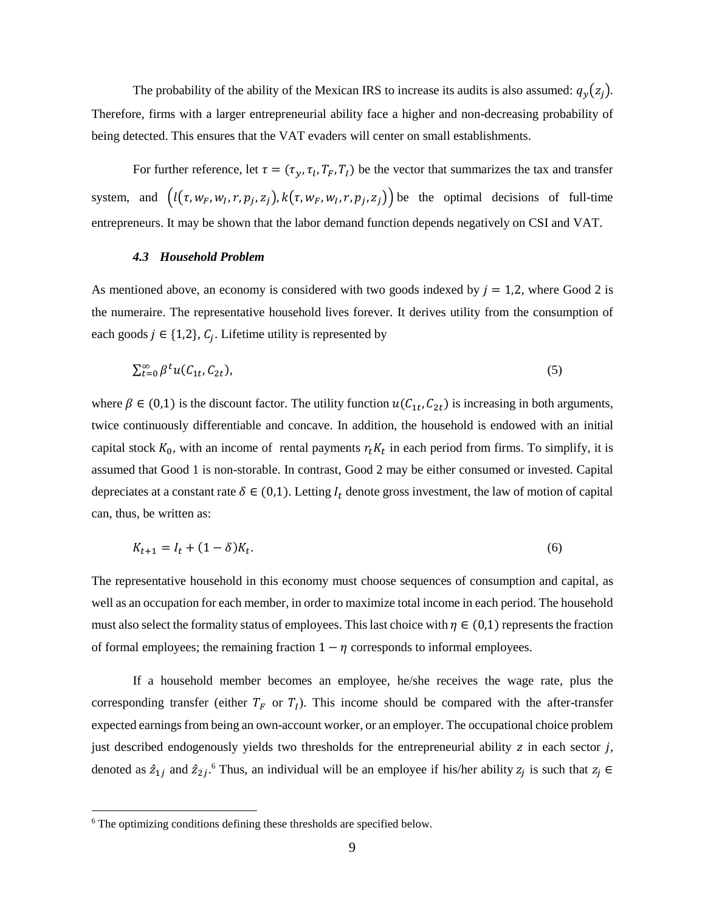The probability of the ability of the Mexican IRS to increase its audits is also assumed: $q_y(z_j)$. Therefore, firms with a larger entrepreneurial ability face a higher and non-decreasing probability of being detected. This ensures that the VAT evaders will center on small establishments.

For further reference, let $\tau = (\tau_y, \tau_l, T_F, T_I)$ be the vector that summarizes the tax and transfer system, and $\left(l(\tau, w_F, w_I, r, p_j, z_j), k(\tau, w_F, w_I, r, p_j, z_j)\right)$ be the optimal decisions of full-time entrepreneurs. It may be shown that the labor demand function depends negatively on CSI and VAT.

### *4.3 Household Problem*

As mentioned above, an economy is considered with two goods indexed by $j = 1,2$, where Good 2 is the numeraire. The representative household lives forever. It derives utility from the consumption of each goods $j \in \{1,2\}$, $C_j$. Lifetime utility is represented by

$$\sum_{t=0}^{\infty} \beta^t u(C_{1t}, C_{2t}), \tag{5}$$

where $\beta \in (0,1)$ is the discount factor. The utility function $u(C_{1t}, C_{2t})$ is increasing in both arguments, twice continuously differentiable and concave. In addition, the household is endowed with an initial capital stock $K_0$, with an income of rental payments $r_t K_t$ in each period from firms. To simplify, it is assumed that Good 1 is non-storable. In contrast, Good 2 may be either consumed or invested. Capital depreciates at a constant rate $\delta \in (0,1)$. Letting $I_t$ denote gross investment, the law of motion of capital can, thus, be written as:

$$K_{t+1} = I_t + (1 - \delta)K_t. \tag{6}$$

The representative household in this economy must choose sequences of consumption and capital, as well as an occupation for each member, in order to maximize total income in each period. The household must also select the formality status of employees. This last choice with $\eta \in (0,1)$ represents the fraction of formal employees; the remaining fraction $1 - \eta$ corresponds to informal employees.

If a household member becomes an employee, he/she receives the wage rate, plus the corresponding transfer (either $T_F$ or $T_I$). This income should be compared with the after-transfer expected earnings from being an own-account worker, or an employer. The occupational choice problem just described endogenously yields two thresholds for the entrepreneurial ability $z$ in each sector $j$, denoted as $\hat{z}_{1j}$ and $\hat{z}_{2j}$.[6] Thus, an individual will be an employee if his/her ability $z_j$ is such that $z_j \in$

[6] The optimizing conditions defining these thresholds are specified below.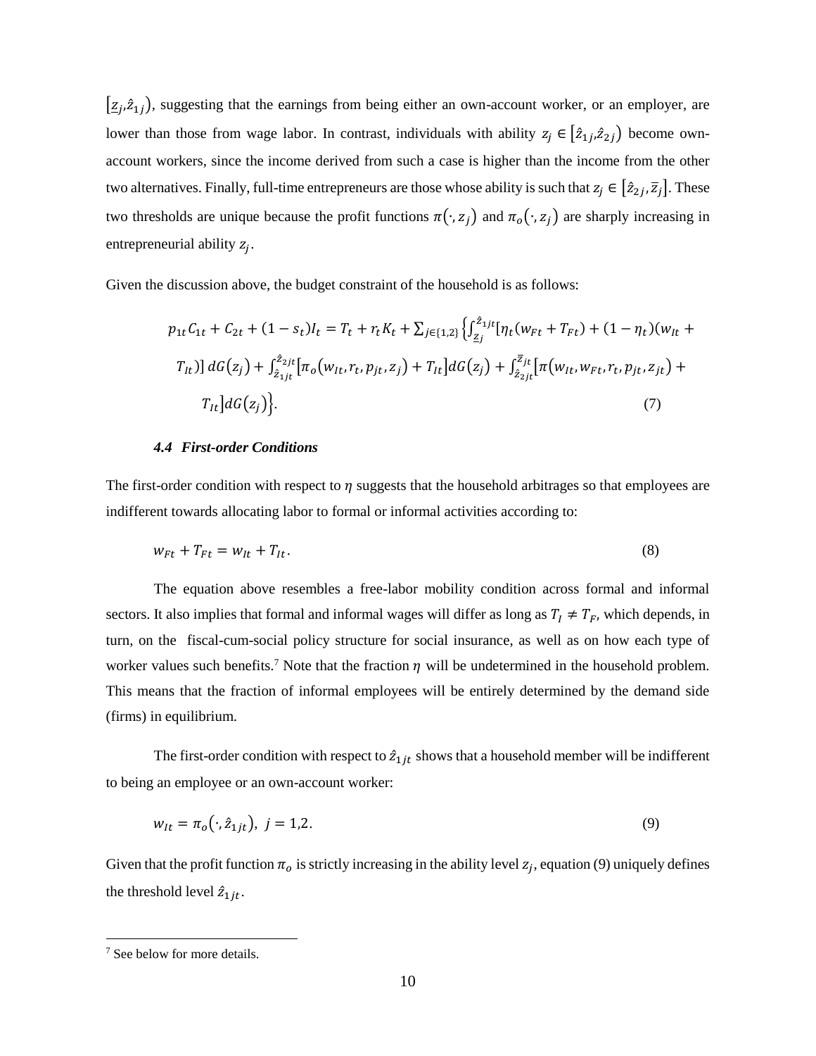$[\underline{z}_j, \hat{z}_{1j})$, suggesting that the earnings from being either an own-account worker, or an employer, are lower than those from wage labor. In contrast, individuals with ability $z_j \in [\hat{z}_{1j}, \hat{z}_{2j})$ become own-account workers, since the income derived from such a case is higher than the income from the other two alternatives. Finally, full-time entrepreneurs are those whose ability is such that $z_j \in [\hat{z}_{2j}, \overline{z}_j]$. These two thresholds are unique because the profit functions $\pi(\cdot, z_j)$ and $\pi_o(\cdot, z_j)$ are sharply increasing in entrepreneurial ability $z_j$.

Given the discussion above, the budget constraint of the household is as follows:

$$p_{1t}C_{1t} + C_{2t} + (1 - s_t)I_t = T_t + r_t K_t + \sum_{j\in\{1,2\}} \Big\{ \int_{\underline{z}_j}^{\hat{z}_{1jt}} [\eta_t(w_{Ft} + T_{Ft}) + (1 - \eta_t)(w_{It} + T_{It})] \, dG(z_j) + \int_{\hat{z}_{1jt}}^{\hat{z}_{2jt}} [\pi_o(w_{It}, r_t, p_{jt}, z_j) + T_{It}] dG(z_j) + \int_{\hat{z}_{2jt}}^{\overline{z}_{jt}} [\pi(w_{It}, w_{Ft}, r_t, p_{jt}, z_{jt}) + T_{It}] dG(z_j) \Big\}. \tag{7}$$

### *4.4 First-order Conditions*

The first-order condition with respect to $\eta$ suggests that the household arbitrages so that employees are indifferent towards allocating labor to formal or informal activities according to:

$$w_{Ft} + T_{Ft} = w_{It} + T_{It}. \tag{8}$$

The equation above resembles a free-labor mobility condition across formal and informal sectors. It also implies that formal and informal wages will differ as long as $T_I \neq T_F$, which depends, in turn, on the fiscal-cum-social policy structure for social insurance, as well as on how each type of worker values such benefits.[7] Note that the fraction $\eta$ will be undetermined in the household problem. This means that the fraction of informal employees will be entirely determined by the demand side (firms) in equilibrium.

The first-order condition with respect to $\hat{z}_{1jt}$ shows that a household member will be indifferent to being an employee or an own-account worker:

$$w_{It} = \pi_o(\cdot, \hat{z}_{1jt}), \; j = 1,2. \tag{9}$$

Given that the profit function $\pi_o$ is strictly increasing in the ability level $z_j$, equation (9) uniquely defines the threshold level $\hat{z}_{1jt}$.

[7] See below for more details.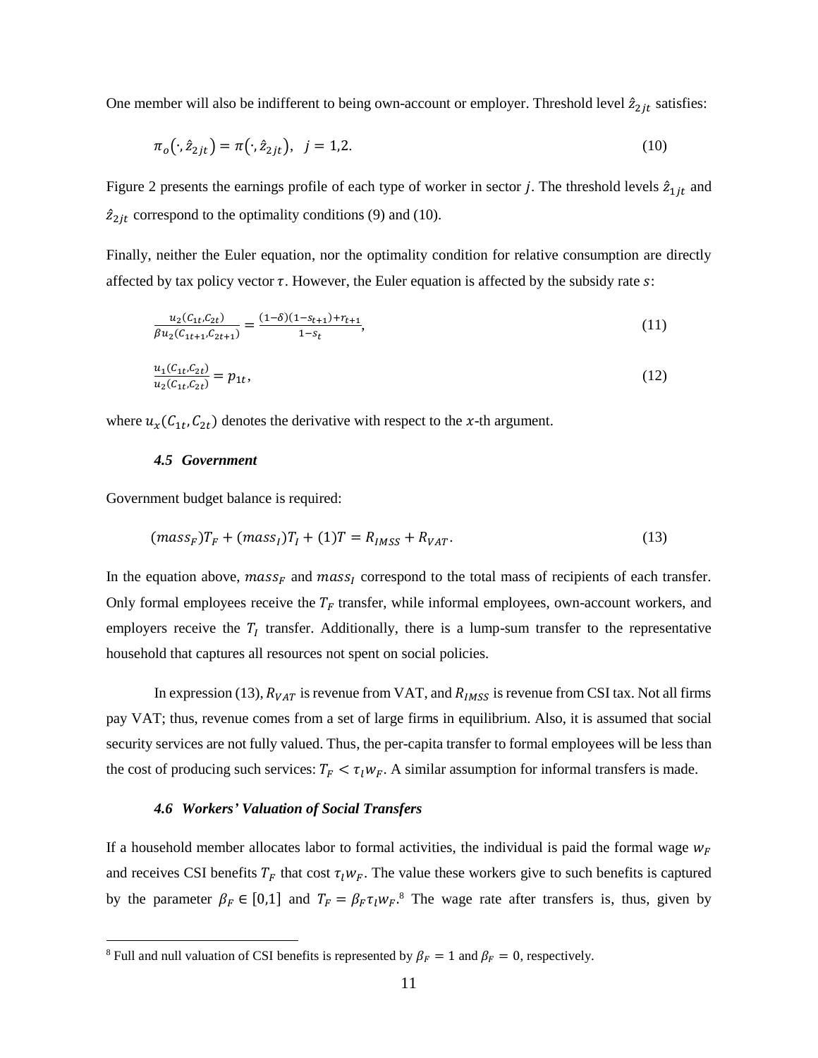One member will also be indifferent to being own-account or employer. Threshold level $\hat{z}_{2jt}$ satisfies:

$$\pi_o(\cdot, \hat{z}_{2jt}) = \pi(\cdot, \hat{z}_{2jt}), \quad j = 1,2. \tag{10}$$

Figure 2 presents the earnings profile of each type of worker in sector $j$. The threshold levels $\hat{z}_{1jt}$ and $\hat{z}_{2jt}$ correspond to the optimality conditions (9) and (10).

Finally, neither the Euler equation, nor the optimality condition for relative consumption are directly affected by tax policy vector $\tau$. However, the Euler equation is affected by the subsidy rate $s$:

$$\frac{u_2(C_{1t}, C_{2t})}{\beta u_2(C_{1t+1}, C_{2t+1})} = \frac{(1-\delta)(1-s_{t+1}) + r_{t+1}}{1-s_t}, \tag{11}$$

$$\frac{u_1(C_{1t}, C_{2t})}{u_2(C_{1t}, C_{2t})} = p_{1t}, \tag{12}$$

where $u_x(C_{1t}, C_{2t})$ denotes the derivative with respect to the $x$-th argument.

### *4.5 Government*

Government budget balance is required:

$$(mass_F)T_F + (mass_I)T_I + (1)T = R_{IMSS} + R_{VAT}. \tag{13}$$

In the equation above, $mass_F$ and $mass_I$ correspond to the total mass of recipients of each transfer. Only formal employees receive the $T_F$ transfer, while informal employees, own-account workers, and employers receive the $T_I$ transfer. Additionally, there is a lump-sum transfer to the representative household that captures all resources not spent on social policies.

In expression (13), $R_{VAT}$ is revenue from VAT, and $R_{IMSS}$ is revenue from CSI tax. Not all firms pay VAT; thus, revenue comes from a set of large firms in equilibrium. Also, it is assumed that social security services are not fully valued. Thus, the per-capita transfer to formal employees will be less than the cost of producing such services: $T_F < \tau_l w_F$. A similar assumption for informal transfers is made.

### *4.6 Workers' Valuation of Social Transfers*

If a household member allocates labor to formal activities, the individual is paid the formal wage $w_F$ and receives CSI benefits $T_F$ that cost $\tau_l w_F$. The value these workers give to such benefits is captured by the parameter $\beta_F \in [0,1]$ and $T_F = \beta_F \tau_l w_F$.[8] The wage rate after transfers is, thus, given by

[8] Full and null valuation of CSI benefits is represented by $\beta_F = 1$ and $\beta_F = 0$, respectively.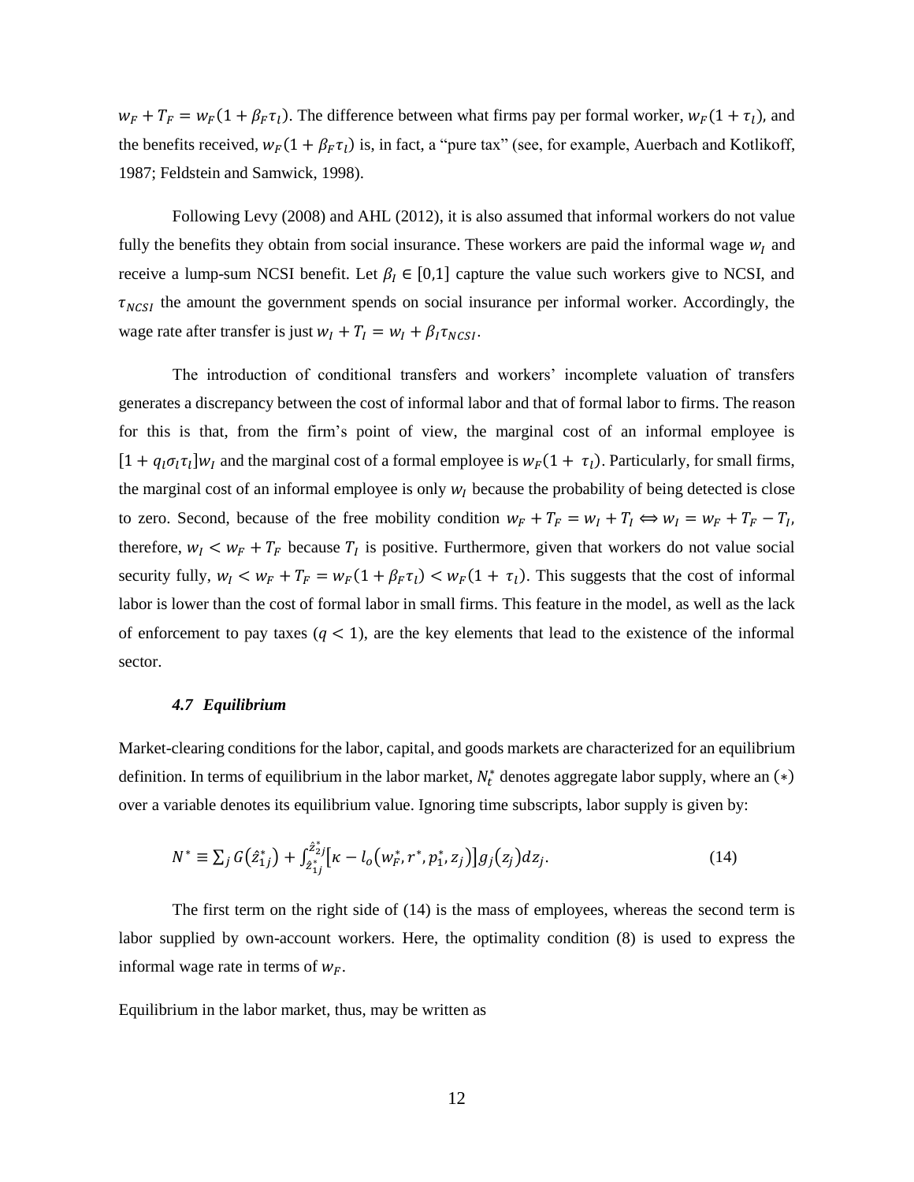$w_F + T_F = w_F(1 + \beta_F \tau_l)$. The difference between what firms pay per formal worker, $w_F(1 + \tau_l)$, and the benefits received, $w_F(1 + \beta_F \tau_l)$ is, in fact, a "pure tax" (see, for example, Auerbach and Kotlikoff, 1987; Feldstein and Samwick, 1998).

Following Levy (2008) and AHL (2012), it is also assumed that informal workers do not value fully the benefits they obtain from social insurance. These workers are paid the informal wage $w_I$ and receive a lump-sum NCSI benefit. Let $\beta_I \in [0,1]$ capture the value such workers give to NCSI, and $\tau_{NCSI}$ the amount the government spends on social insurance per informal worker. Accordingly, the wage rate after transfer is just $w_I + T_I = w_I + \beta_I \tau_{NCSI}$.

The introduction of conditional transfers and workers' incomplete valuation of transfers generates a discrepancy between the cost of informal labor and that of formal labor to firms. The reason for this is that, from the firm's point of view, the marginal cost of an informal employee is $[1 + q_l \sigma_l \tau_l] w_I$ and the marginal cost of a formal employee is $w_F(1 + \tau_l)$. Particularly, for small firms, the marginal cost of an informal employee is only $w_I$ because the probability of being detected is close to zero. Second, because of the free mobility condition $w_F + T_F = w_I + T_I \Leftrightarrow w_I = w_F + T_F - T_I$, therefore, $w_I < w_F + T_F$ because $T_I$ is positive. Furthermore, given that workers do not value social security fully, $w_I < w_F + T_F = w_F(1 + \beta_F \tau_l) < w_F(1 + \tau_l)$. This suggests that the cost of informal labor is lower than the cost of formal labor in small firms. This feature in the model, as well as the lack of enforcement to pay taxes ($q < 1$), are the key elements that lead to the existence of the informal sector.

### *4.7 Equilibrium*

Market-clearing conditions for the labor, capital, and goods markets are characterized for an equilibrium definition. In terms of equilibrium in the labor market, $N_t^*$ denotes aggregate labor supply, where an $(*)$ over a variable denotes its equilibrium value. Ignoring time subscripts, labor supply is given by:

$$N^* \equiv \sum_j G(\hat{z}_{1j}^*) + \int_{\hat{z}_{1j}^*}^{\hat{z}_{2j}^*} [\kappa - l_o(w_F^*, r^*, p_1^*, z_j)] g_j(z_j) dz_j. \tag{14}$$

The first term on the right side of (14) is the mass of employees, whereas the second term is labor supplied by own-account workers. Here, the optimality condition (8) is used to express the informal wage rate in terms of $w_F$.

Equilibrium in the labor market, thus, may be written as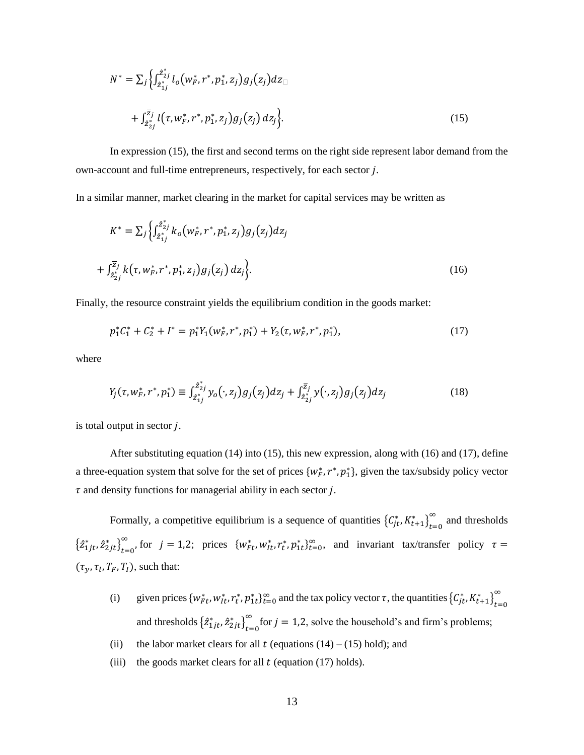$$N^* = \sum_j \left\{ \int_{\hat{z}_{1j}^*}^{\hat{z}_{2j}^*} l_o(w_F^*, r^*, p_1^*, z_j) g_j(z_j) dz \right.$$

$$\left. + \int_{\hat{z}_{2j}^*}^{\bar{z}_j} l(\tau, w_F^*, r^*, p_1^*, z_j) g_j(z_j)\, dz_j \right\}. \tag{15}$$

In expression (15), the first and second terms on the right side represent labor demand from the own-account and full-time entrepreneurs, respectively, for each sector $j$.

In a similar manner, market clearing in the market for capital services may be written as

$$K^* = \sum_j \left\{ \int_{\hat{z}_{1j}^*}^{\hat{z}_{2j}^*} k_o(w_F^*, r^*, p_1^*, z_j) g_j(z_j) dz_j \right.$$

$$\left. + \int_{\hat{z}_{2j}^*}^{\bar{z}_j} k(\tau, w_F^*, r^*, p_1^*, z_j) g_j(z_j)\, dz_j \right\}. \tag{16}$$

Finally, the resource constraint yields the equilibrium condition in the goods market:

$$p_1^* C_1^* + C_2^* + I^* = p_1^* Y_1(w_F^*, r^*, p_1^*) + Y_2(\tau, w_F^*, r^*, p_1^*), \tag{17}$$

where

$$Y_j(\tau, w_F^*, r^*, p_1^*) \equiv \int_{\hat{z}_{1j}^*}^{\hat{z}_{2j}^*} y_o(\cdot, z_j) g_j(z_j) dz_j + \int_{\hat{z}_{2j}^*}^{\bar{z}_j} y(\cdot, z_j) g_j(z_j) dz_j \tag{18}$$

is total output in sector $j$.

After substituting equation (14) into (15), this new expression, along with (16) and (17), define a three-equation system that solve for the set of prices $\{w_F^*, r^*, p_1^*\}$, given the tax/subsidy policy vector $\tau$ and density functions for managerial ability in each sector $j$.

Formally, a competitive equilibrium is a sequence of quantities $\left\{C_{jt}^*, K_{t+1}^*\right\}_{t=0}^{\infty}$ and thresholds $\left\{\hat{z}_{1jt}^*, \hat{z}_{2jt}^*\right\}_{t=0}^{\infty}$, for $j = 1,2$; prices $\{w_{Ft}^*, w_{It}^*, r_t^*, p_{1t}^*\}_{t=0}^{\infty}$, and invariant tax/transfer policy $\tau = (\tau_y, \tau_l, T_F, T_I)$, such that:

(i) given prices $\{w_{Ft}^*, w_{It}^*, r_t^*, p_{1t}^*\}_{t=0}^{\infty}$ and the tax policy vector $\tau$, the quantities $\left\{C_{jt}^*, K_{t+1}^*\right\}_{t=0}^{\infty}$ and thresholds $\left\{\hat{z}_{1jt}^*, \hat{z}_{2jt}^*\right\}_{t=0}^{\infty}$ for $j = 1,2$, solve the household's and firm's problems;

(ii) the labor market clears for all $t$ (equations (14) – (15) hold); and

(iii) the goods market clears for all $t$ (equation (17) holds).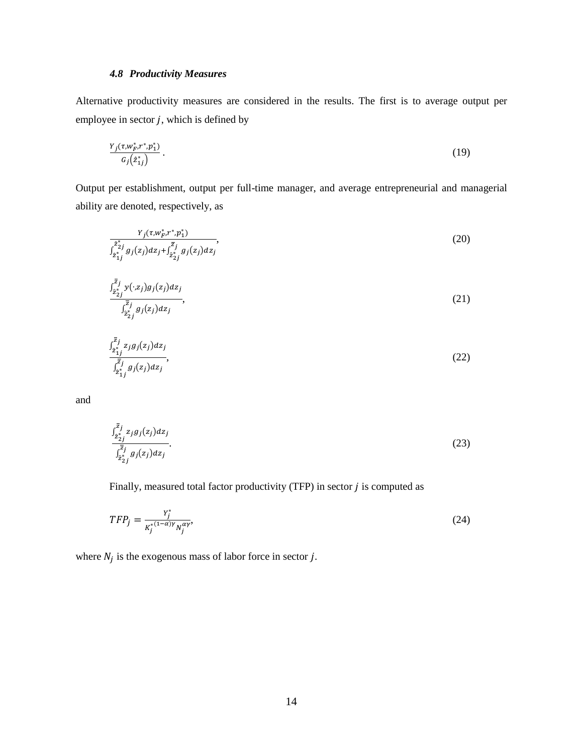### *4.8 Productivity Measures*

Alternative productivity measures are considered in the results. The first is to average output per employee in sector $j$, which is defined by

$$\frac{Y_j(\tau, w_F^*, r^*, p_1^*)}{G_j\left(\hat{z}_{1j}^*\right)}\,. \tag{19}$$

Output per establishment, output per full-time manager, and average entrepreneurial and managerial ability are denoted, respectively, as

$$\frac{Y_j(\tau, w_F^*, r^*, p_1^*)}{\int_{\hat{z}_{1j}^*}^{\hat{z}_{2j}^*} g_j(z_j)dz_j + \int_{\hat{z}_{2j}^*}^{\bar{z}_j} g_j(z_j)dz_j}, \tag{20}$$

$$\frac{\int_{\hat{z}_{2j}^*}^{\bar{z}_j} y(\cdot, z_j) g_j(z_j) dz_j}{\int_{\hat{z}_{2j}^*}^{\bar{z}_j} g_j(z_j) dz_j}, \tag{21}$$

$$\frac{\int_{\hat{z}_{1j}^*}^{\bar{z}_j} z_j g_j(z_j) dz_j}{\int_{\hat{z}_{1j}^*}^{\bar{z}_j} g_j(z_j) dz_j}, \tag{22}$$

and

$$\frac{\int_{\hat{z}_{2j}^*}^{\bar{z}_j} z_j g_j(z_j) dz_j}{\int_{\hat{z}_{2j}^*}^{\bar{z}_j} g_j(z_j) dz_j}. \tag{23}$$

Finally, measured total factor productivity (TFP) in sector $j$ is computed as

$$TFP_j = \frac{Y_j^*}{K_j^{*(1-\alpha)\gamma} N_j^{\alpha\gamma}}, \tag{24}$$

where $N_j$ is the exogenous mass of labor force in sector $j$.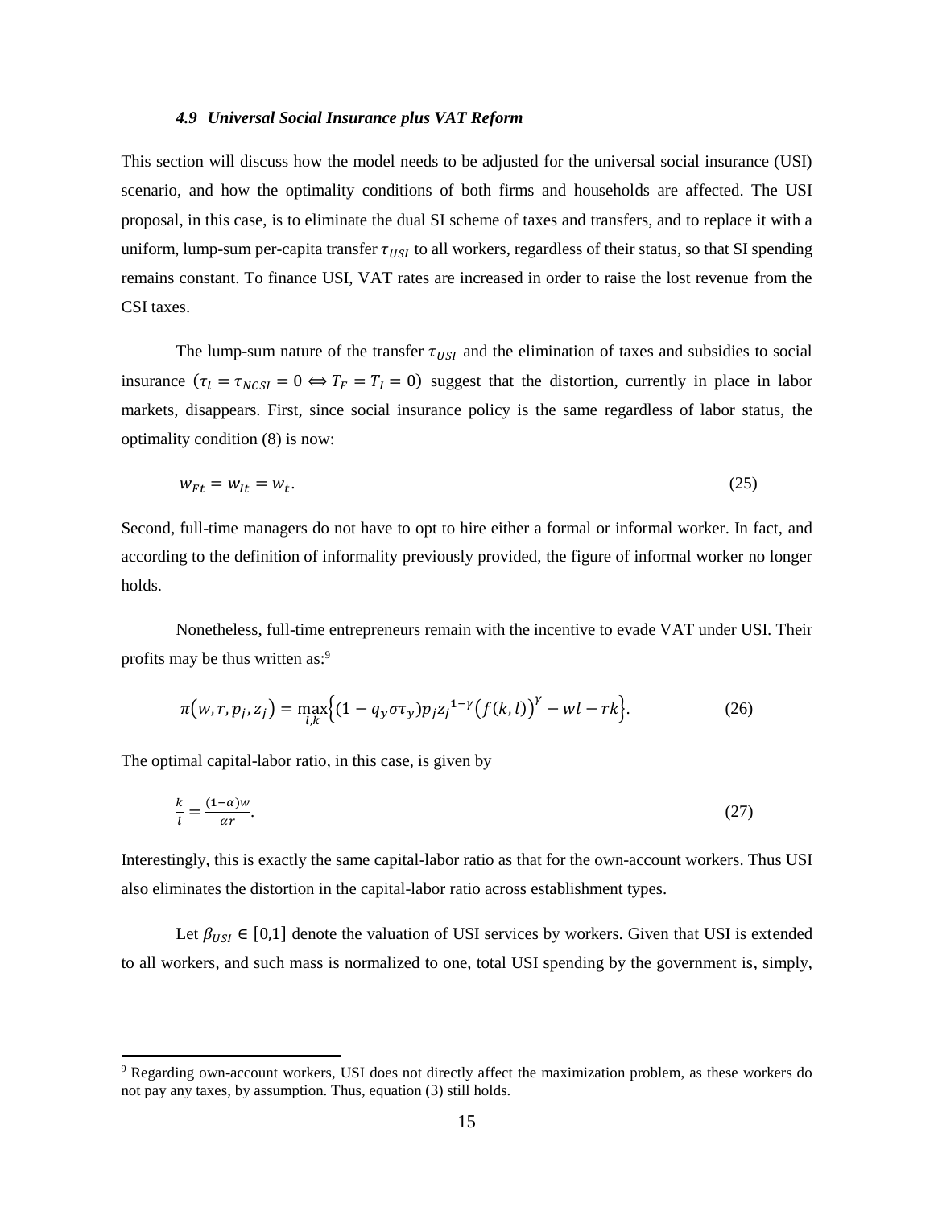### *4.9 Universal Social Insurance plus VAT Reform*

This section will discuss how the model needs to be adjusted for the universal social insurance (USI) scenario, and how the optimality conditions of both firms and households are affected. The USI proposal, in this case, is to eliminate the dual SI scheme of taxes and transfers, and to replace it with a uniform, lump-sum per-capita transfer $\tau_{USI}$ to all workers, regardless of their status, so that SI spending remains constant. To finance USI, VAT rates are increased in order to raise the lost revenue from the CSI taxes.

The lump-sum nature of the transfer $\tau_{USI}$ and the elimination of taxes and subsidies to social insurance $(\tau_l = \tau_{NCSI} = 0 \Leftrightarrow T_F = T_I = 0)$ suggest that the distortion, currently in place in labor markets, disappears. First, since social insurance policy is the same regardless of labor status, the optimality condition (8) is now:

$$w_{Ft} = w_{It} = w_t. \tag{25}$$

Second, full-time managers do not have to opt to hire either a formal or informal worker. In fact, and according to the definition of informality previously provided, the figure of informal worker no longer holds.

Nonetheless, full-time entrepreneurs remain with the incentive to evade VAT under USI. Their profits may be thus written as:[9]

$$\pi(w, r, p_j, z_j) = \max_{l,k}\left\{(1 - q_y\sigma\tau_y)p_j {z_j}^{1-\gamma}\big(f(k,l)\big)^{\gamma} - wl - rk\right\}. \tag{26}$$

The optimal capital-labor ratio, in this case, is given by

$$\frac{k}{l} = \frac{(1-\alpha)w}{\alpha r}. \tag{27}$$

Interestingly, this is exactly the same capital-labor ratio as that for the own-account workers. Thus USI also eliminates the distortion in the capital-labor ratio across establishment types.

Let $\beta_{USI} \in [0,1]$ denote the valuation of USI services by workers. Given that USI is extended to all workers, and such mass is normalized to one, total USI spending by the government is, simply,

[9] Regarding own-account workers, USI does not directly affect the maximization problem, as these workers do not pay any taxes, by assumption. Thus, equation (3) still holds.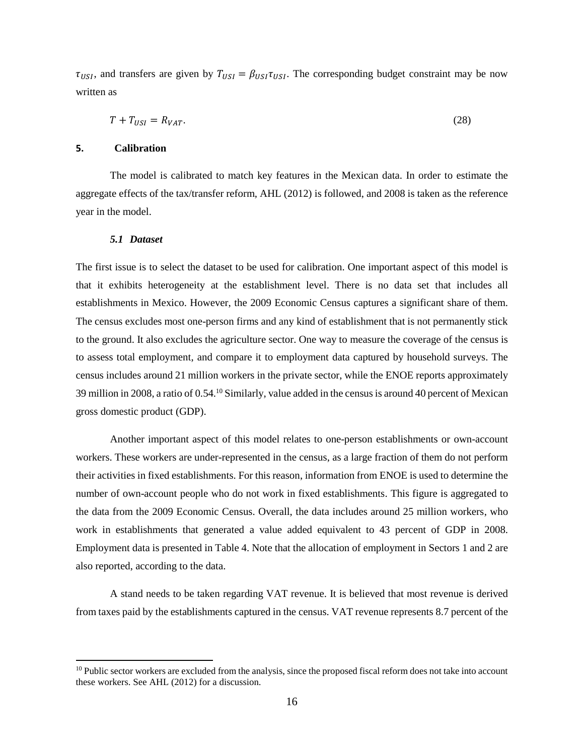$\tau_{USI}$, and transfers are given by $T_{USI} = \beta_{USI}\tau_{USI}$. The corresponding budget constraint may be now written as

$$T + T_{USI} = R_{VAT}. \tag{28}$$

## 5. Calibration

The model is calibrated to match key features in the Mexican data. In order to estimate the aggregate effects of the tax/transfer reform, AHL (2012) is followed, and 2008 is taken as the reference year in the model.

### *5.1 Dataset*

The first issue is to select the dataset to be used for calibration. One important aspect of this model is that it exhibits heterogeneity at the establishment level. There is no data set that includes all establishments in Mexico. However, the 2009 Economic Census captures a significant share of them. The census excludes most one-person firms and any kind of establishment that is not permanently stick to the ground. It also excludes the agriculture sector. One way to measure the coverage of the census is to assess total employment, and compare it to employment data captured by household surveys. The census includes around 21 million workers in the private sector, while the ENOE reports approximately 39 million in 2008, a ratio of 0.54.[10] Similarly, value added in the census is around 40 percent of Mexican gross domestic product (GDP).

Another important aspect of this model relates to one-person establishments or own-account workers. These workers are under-represented in the census, as a large fraction of them do not perform their activities in fixed establishments. For this reason, information from ENOE is used to determine the number of own-account people who do not work in fixed establishments. This figure is aggregated to the data from the 2009 Economic Census. Overall, the data includes around 25 million workers, who work in establishments that generated a value added equivalent to 43 percent of GDP in 2008. Employment data is presented in Table 4. Note that the allocation of employment in Sectors 1 and 2 are also reported, according to the data.

A stand needs to be taken regarding VAT revenue. It is believed that most revenue is derived from taxes paid by the establishments captured in the census. VAT revenue represents 8.7 percent of the

[10] Public sector workers are excluded from the analysis, since the proposed fiscal reform does not take into account these workers. See AHL (2012) for a discussion.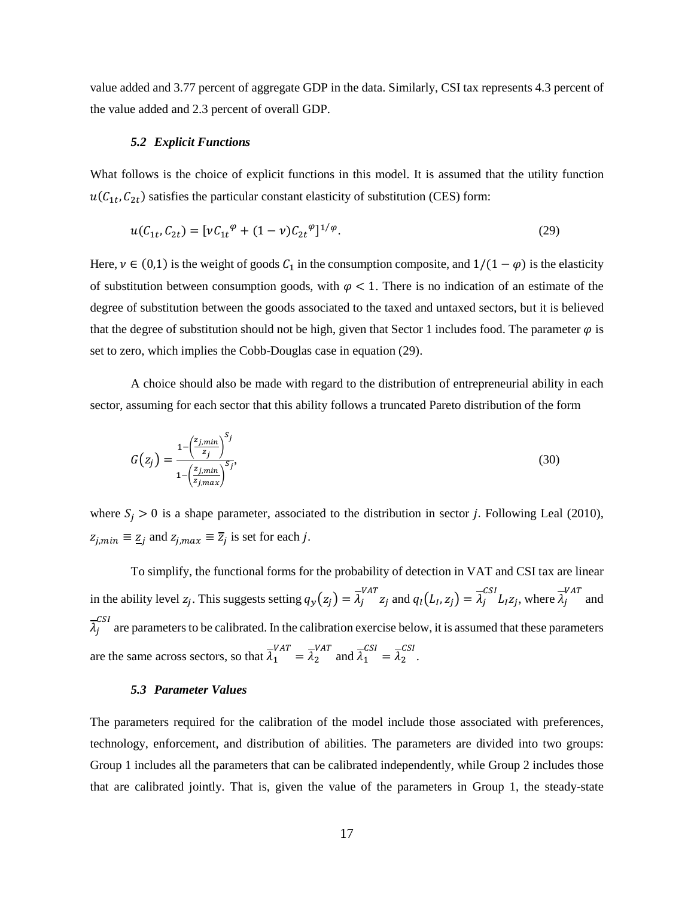value added and 3.77 percent of aggregate GDP in the data. Similarly, CSI tax represents 4.3 percent of the value added and 2.3 percent of overall GDP.

### *5.2 Explicit Functions*

What follows is the choice of explicit functions in this model. It is assumed that the utility function $u(C_{1t}, C_{2t})$ satisfies the particular constant elasticity of substitution (CES) form:

$$u(C_{1t}, C_{2t}) = [\nu C_{1t}{}^{\varphi} + (1-\nu)C_{2t}{}^{\varphi}]^{1/\varphi}. \tag{29}$$

Here, $\nu \in (0,1)$ is the weight of goods $C_1$ in the consumption composite, and $1/(1-\varphi)$ is the elasticity of substitution between consumption goods, with $\varphi < 1$. There is no indication of an estimate of the degree of substitution between the goods associated to the taxed and untaxed sectors, but it is believed that the degree of substitution should not be high, given that Sector 1 includes food. The parameter $\varphi$ is set to zero, which implies the Cobb-Douglas case in equation (29).

A choice should also be made with regard to the distribution of entrepreneurial ability in each sector, assuming for each sector that this ability follows a truncated Pareto distribution of the form

$$G(z_j) = \frac{1-\left(\frac{z_{j,min}}{z_j}\right)^{S_j}}{1-\left(\frac{z_{j,min}}{z_{j,max}}\right)^{S_j}}, \tag{30}$$

where $S_j > 0$ is a shape parameter, associated to the distribution in sector $j$. Following Leal (2010), $z_{j,min} \equiv \underline{z}_j$ and $z_{j,max} \equiv \overline{z}_j$ is set for each $j$.

To simplify, the functional forms for the probability of detection in VAT and CSI tax are linear in the ability level $z_j$. This suggests setting $q_y(z_j) = \overline{\lambda}_j^{VAT} z_j$ and $q_l(L_I, z_j) = \overline{\lambda}_j^{CSI} L_I z_j$, where $\overline{\lambda}_j^{VAT}$ and $\overline{\lambda}_j^{CSI}$ are parameters to be calibrated. In the calibration exercise below, it is assumed that these parameters are the same across sectors, so that $\overline{\lambda}_1^{VAT} = \overline{\lambda}_2^{VAT}$ and $\overline{\lambda}_1^{CSI} = \overline{\lambda}_2^{CSI}$.

### *5.3 Parameter Values*

The parameters required for the calibration of the model include those associated with preferences, technology, enforcement, and distribution of abilities. The parameters are divided into two groups: Group 1 includes all the parameters that can be calibrated independently, while Group 2 includes those that are calibrated jointly. That is, given the value of the parameters in Group 1, the steady-state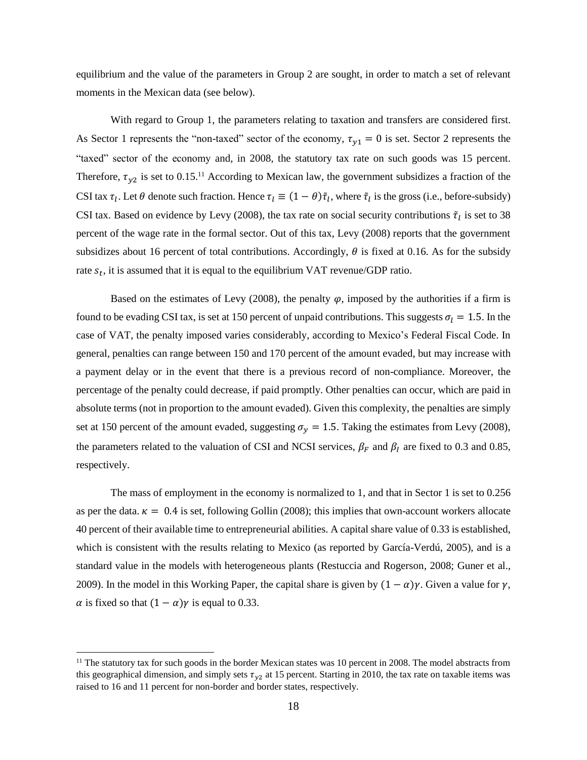equilibrium and the value of the parameters in Group 2 are sought, in order to match a set of relevant moments in the Mexican data (see below).

With regard to Group 1, the parameters relating to taxation and transfers are considered first. As Sector 1 represents the "non-taxed" sector of the economy, $\tau_{y1} = 0$ is set. Sector 2 represents the "taxed" sector of the economy and, in 2008, the statutory tax rate on such goods was 15 percent. Therefore, $\tau_{y2}$ is set to 0.15.[11] According to Mexican law, the government subsidizes a fraction of the CSI tax $\tau_l$. Let $\theta$ denote such fraction. Hence $\tau_l \equiv (1 - \theta)\tilde{\tau}_l$, where $\tilde{\tau}_l$ is the gross (i.e., before-subsidy) CSI tax. Based on evidence by Levy (2008), the tax rate on social security contributions $\tilde{\tau}_l$ is set to 38 percent of the wage rate in the formal sector. Out of this tax, Levy (2008) reports that the government subsidizes about 16 percent of total contributions. Accordingly, $\theta$ is fixed at 0.16. As for the subsidy rate $s_t$, it is assumed that it is equal to the equilibrium VAT revenue/GDP ratio.

Based on the estimates of Levy (2008), the penalty $\varphi$, imposed by the authorities if a firm is found to be evading CSI tax, is set at 150 percent of unpaid contributions. This suggests $\sigma_l = 1.5$. In the case of VAT, the penalty imposed varies considerably, according to Mexico's Federal Fiscal Code. In general, penalties can range between 150 and 170 percent of the amount evaded, but may increase with a payment delay or in the event that there is a previous record of non-compliance. Moreover, the percentage of the penalty could decrease, if paid promptly. Other penalties can occur, which are paid in absolute terms (not in proportion to the amount evaded). Given this complexity, the penalties are simply set at 150 percent of the amount evaded, suggesting $\sigma_y = 1.5$. Taking the estimates from Levy (2008), the parameters related to the valuation of CSI and NCSI services, $\beta_F$ and $\beta_I$ are fixed to 0.3 and 0.85, respectively.

The mass of employment in the economy is normalized to 1, and that in Sector 1 is set to 0.256 as per the data. $\kappa = 0.4$ is set, following Gollin (2008); this implies that own-account workers allocate 40 percent of their available time to entrepreneurial abilities. A capital share value of 0.33 is established, which is consistent with the results relating to Mexico (as reported by García-Verdú, 2005), and is a standard value in the models with heterogeneous plants (Restuccia and Rogerson, 2008; Guner et al., 2009). In the model in this Working Paper, the capital share is given by $(1 - \alpha)\gamma$. Given a value for $\gamma$, $\alpha$ is fixed so that $(1 - \alpha)\gamma$ is equal to 0.33.

[11] The statutory tax for such goods in the border Mexican states was 10 percent in 2008. The model abstracts from this geographical dimension, and simply sets $\tau_{y2}$ at 15 percent. Starting in 2010, the tax rate on taxable items was raised to 16 and 11 percent for non-border and border states, respectively.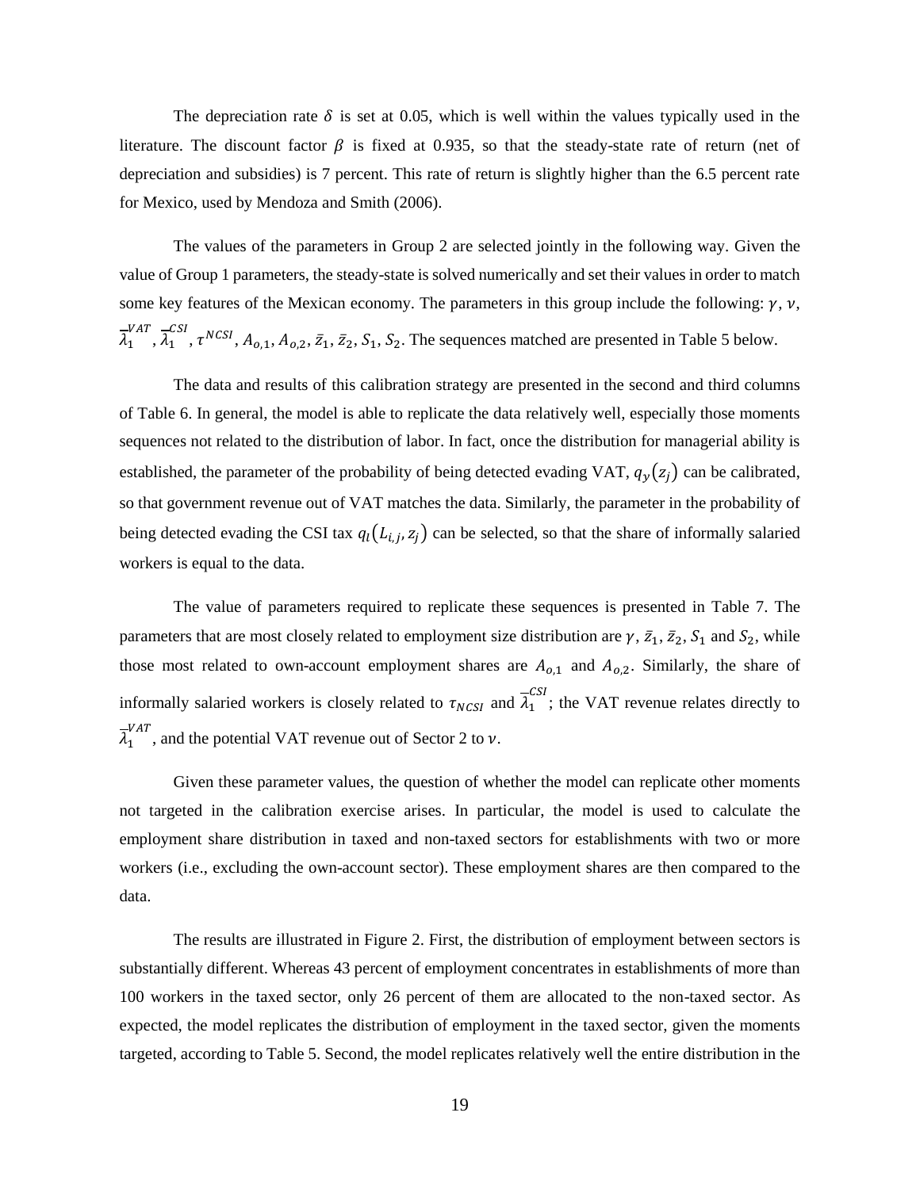The depreciation rate $\delta$ is set at 0.05, which is well within the values typically used in the literature. The discount factor $\beta$ is fixed at 0.935, so that the steady-state rate of return (net of depreciation and subsidies) is 7 percent. This rate of return is slightly higher than the 6.5 percent rate for Mexico, used by Mendoza and Smith (2006).

The values of the parameters in Group 2 are selected jointly in the following way. Given the value of Group 1 parameters, the steady-state is solved numerically and set their values in order to match some key features of the Mexican economy. The parameters in this group include the following: $\gamma$, $\nu$, $\overline{\lambda}_1^{VAT}$, $\overline{\lambda}_1^{CSI}$, $\tau^{NCSI}$, $A_{o,1}$, $A_{o,2}$, $\bar{z}_1$, $\bar{z}_2$, $S_1$, $S_2$. The sequences matched are presented in Table 5 below.

The data and results of this calibration strategy are presented in the second and third columns of Table 6. In general, the model is able to replicate the data relatively well, especially those moments sequences not related to the distribution of labor. In fact, once the distribution for managerial ability is established, the parameter of the probability of being detected evading VAT, $q_y(z_j)$ can be calibrated, so that government revenue out of VAT matches the data. Similarly, the parameter in the probability of being detected evading the CSI tax $q_l(L_{i,j}, z_j)$ can be selected, so that the share of informally salaried workers is equal to the data.

The value of parameters required to replicate these sequences is presented in Table 7. The parameters that are most closely related to employment size distribution are $\gamma$, $\bar{z}_1$, $\bar{z}_2$, $S_1$ and $S_2$, while those most related to own-account employment shares are $A_{o,1}$ and $A_{o,2}$. Similarly, the share of informally salaried workers is closely related to $\tau_{NCSI}$ and $\overline{\lambda}_1^{CSI}$; the VAT revenue relates directly to $\overline{\lambda}_1^{VAT}$, and the potential VAT revenue out of Sector 2 to $\nu$.

Given these parameter values, the question of whether the model can replicate other moments not targeted in the calibration exercise arises. In particular, the model is used to calculate the employment share distribution in taxed and non-taxed sectors for establishments with two or more workers (i.e., excluding the own-account sector). These employment shares are then compared to the data.

The results are illustrated in Figure 2. First, the distribution of employment between sectors is substantially different. Whereas 43 percent of employment concentrates in establishments of more than 100 workers in the taxed sector, only 26 percent of them are allocated to the non-taxed sector. As expected, the model replicates the distribution of employment in the taxed sector, given the moments targeted, according to Table 5. Second, the model replicates relatively well the entire distribution in the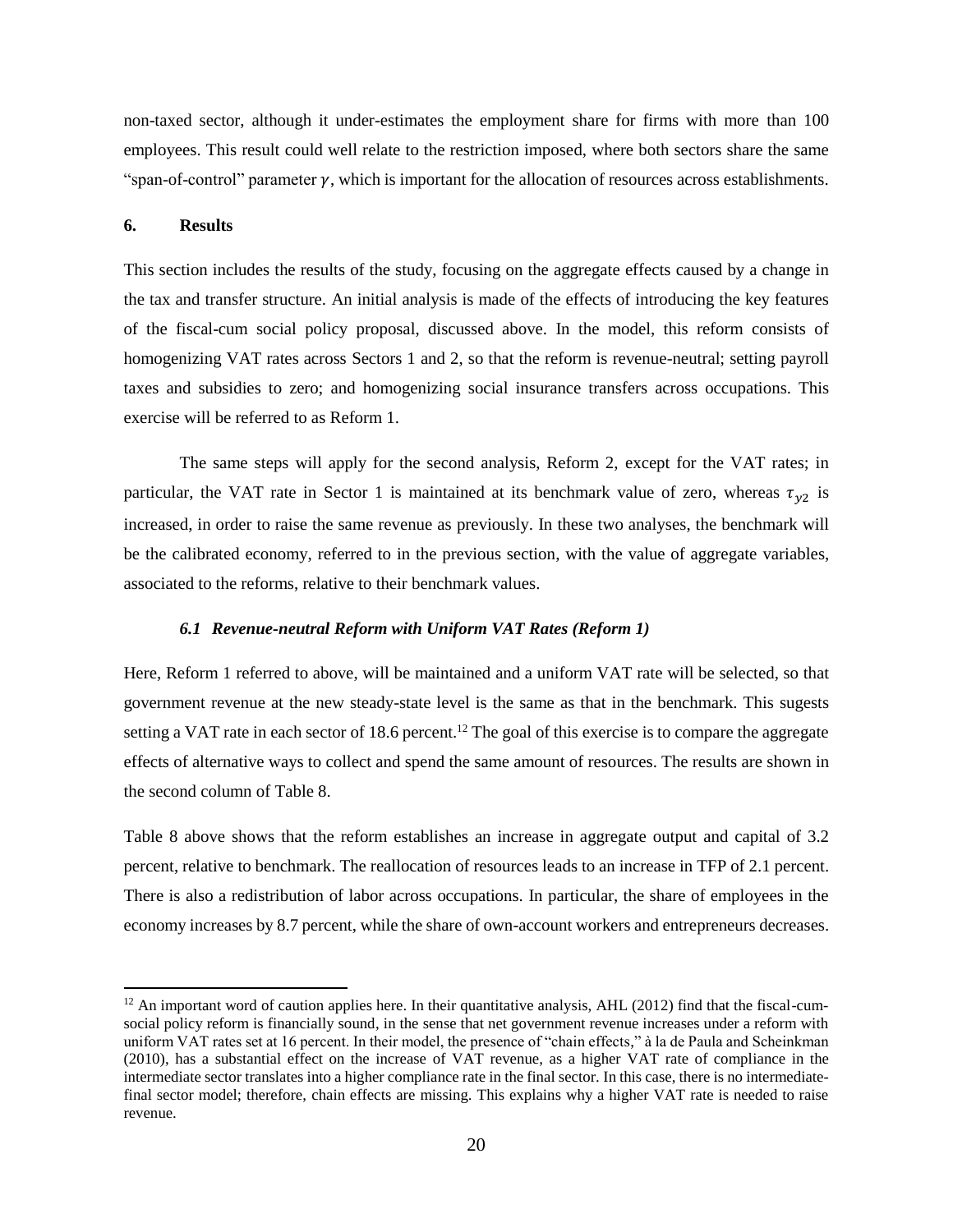non-taxed sector, although it under-estimates the employment share for firms with more than 100 employees. This result could well relate to the restriction imposed, where both sectors share the same "span-of-control" parameter $\gamma$, which is important for the allocation of resources across establishments.

## 6. Results

This section includes the results of the study, focusing on the aggregate effects caused by a change in the tax and transfer structure. An initial analysis is made of the effects of introducing the key features of the fiscal-cum social policy proposal, discussed above. In the model, this reform consists of homogenizing VAT rates across Sectors 1 and 2, so that the reform is revenue-neutral; setting payroll taxes and subsidies to zero; and homogenizing social insurance transfers across occupations. This exercise will be referred to as Reform 1.

The same steps will apply for the second analysis, Reform 2, except for the VAT rates; in particular, the VAT rate in Sector 1 is maintained at its benchmark value of zero, whereas $\tau_{y2}$ is increased, in order to raise the same revenue as previously. In these two analyses, the benchmark will be the calibrated economy, referred to in the previous section, with the value of aggregate variables, associated to the reforms, relative to their benchmark values.

### *6.1 Revenue-neutral Reform with Uniform VAT Rates (Reform 1)*

Here, Reform 1 referred to above, will be maintained and a uniform VAT rate will be selected, so that government revenue at the new steady-state level is the same as that in the benchmark. This sugests setting a VAT rate in each sector of 18.6 percent.[12] The goal of this exercise is to compare the aggregate effects of alternative ways to collect and spend the same amount of resources. The results are shown in the second column of Table 8.

Table 8 above shows that the reform establishes an increase in aggregate output and capital of 3.2 percent, relative to benchmark. The reallocation of resources leads to an increase in TFP of 2.1 percent. There is also a redistribution of labor across occupations. In particular, the share of employees in the economy increases by 8.7 percent, while the share of own-account workers and entrepreneurs decreases.

[12] An important word of caution applies here. In their quantitative analysis, AHL (2012) find that the fiscal-cum-social policy reform is financially sound, in the sense that net government revenue increases under a reform with uniform VAT rates set at 16 percent. In their model, the presence of "chain effects," à la de Paula and Scheinkman (2010), has a substantial effect on the increase of VAT revenue, as a higher VAT rate of compliance in the intermediate sector translates into a higher compliance rate in the final sector. In this case, there is no intermediate-final sector model; therefore, chain effects are missing. This explains why a higher VAT rate is needed to raise revenue.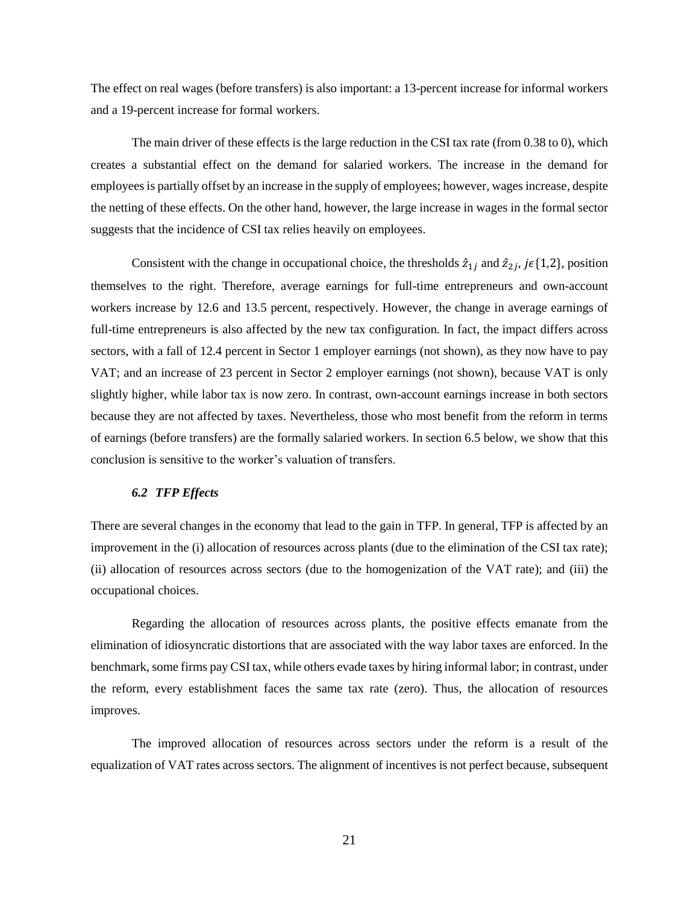The effect on real wages (before transfers) is also important: a 13-percent increase for informal workers and a 19-percent increase for formal workers.

The main driver of these effects is the large reduction in the CSI tax rate (from 0.38 to 0), which creates a substantial effect on the demand for salaried workers. The increase in the demand for employees is partially offset by an increase in the supply of employees; however, wages increase, despite the netting of these effects. On the other hand, however, the large increase in wages in the formal sector suggests that the incidence of CSI tax relies heavily on employees.

Consistent with the change in occupational choice, the thresholds $\hat{z}_{1j}$ and $\hat{z}_{2j}$, $j \epsilon \{1,2\}$, position themselves to the right. Therefore, average earnings for full-time entrepreneurs and own-account workers increase by 12.6 and 13.5 percent, respectively. However, the change in average earnings of full-time entrepreneurs is also affected by the new tax configuration. In fact, the impact differs across sectors, with a fall of 12.4 percent in Sector 1 employer earnings (not shown), as they now have to pay VAT; and an increase of 23 percent in Sector 2 employer earnings (not shown), because VAT is only slightly higher, while labor tax is now zero. In contrast, own-account earnings increase in both sectors because they are not affected by taxes. Nevertheless, those who most benefit from the reform in terms of earnings (before transfers) are the formally salaried workers. In section 6.5 below, we show that this conclusion is sensitive to the worker's valuation of transfers.

### *6.2 TFP Effects*

There are several changes in the economy that lead to the gain in TFP. In general, TFP is affected by an improvement in the (i) allocation of resources across plants (due to the elimination of the CSI tax rate); (ii) allocation of resources across sectors (due to the homogenization of the VAT rate); and (iii) the occupational choices.

Regarding the allocation of resources across plants, the positive effects emanate from the elimination of idiosyncratic distortions that are associated with the way labor taxes are enforced. In the benchmark, some firms pay CSI tax, while others evade taxes by hiring informal labor; in contrast, under the reform, every establishment faces the same tax rate (zero). Thus, the allocation of resources improves.

The improved allocation of resources across sectors under the reform is a result of the equalization of VAT rates across sectors. The alignment of incentives is not perfect because, subsequent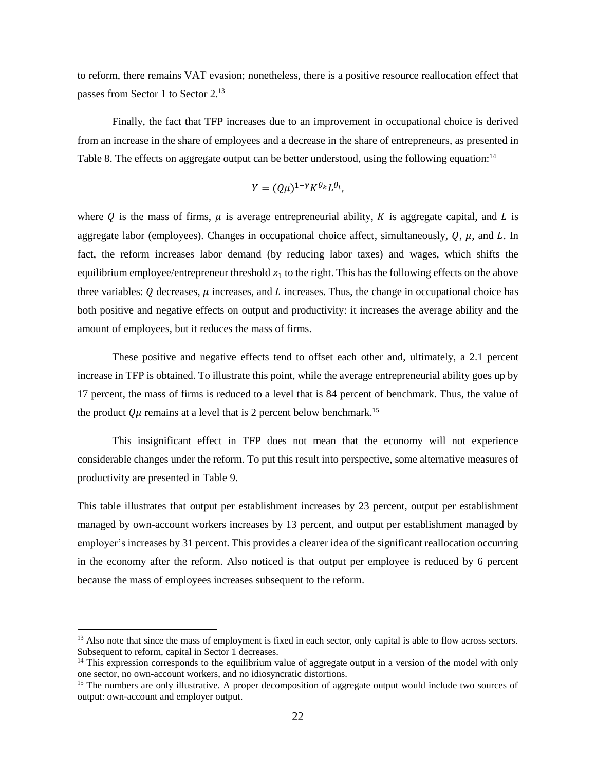to reform, there remains VAT evasion; nonetheless, there is a positive resource reallocation effect that passes from Sector 1 to Sector 2.[13]

Finally, the fact that TFP increases due to an improvement in occupational choice is derived from an increase in the share of employees and a decrease in the share of entrepreneurs, as presented in Table 8. The effects on aggregate output can be better understood, using the following equation:[14]

$$Y = (Q\mu)^{1-\gamma} K^{\theta_k} L^{\theta_l},$$

where $Q$ is the mass of firms, $\mu$ is average entrepreneurial ability, $K$ is aggregate capital, and $L$ is aggregate labor (employees). Changes in occupational choice affect, simultaneously, $Q$, $\mu$, and $L$. In fact, the reform increases labor demand (by reducing labor taxes) and wages, which shifts the equilibrium employee/entrepreneur threshold $z_1$ to the right. This has the following effects on the above three variables: $Q$ decreases, $\mu$ increases, and $L$ increases. Thus, the change in occupational choice has both positive and negative effects on output and productivity: it increases the average ability and the amount of employees, but it reduces the mass of firms.

These positive and negative effects tend to offset each other and, ultimately, a 2.1 percent increase in TFP is obtained. To illustrate this point, while the average entrepreneurial ability goes up by 17 percent, the mass of firms is reduced to a level that is 84 percent of benchmark. Thus, the value of the product $Q\mu$ remains at a level that is 2 percent below benchmark.[15]

This insignificant effect in TFP does not mean that the economy will not experience considerable changes under the reform. To put this result into perspective, some alternative measures of productivity are presented in Table 9.

This table illustrates that output per establishment increases by 23 percent, output per establishment managed by own-account workers increases by 13 percent, and output per establishment managed by employer's increases by 31 percent. This provides a clearer idea of the significant reallocation occurring in the economy after the reform. Also noticed is that output per employee is reduced by 6 percent because the mass of employees increases subsequent to the reform.

[13] Also note that since the mass of employment is fixed in each sector, only capital is able to flow across sectors. Subsequent to reform, capital in Sector 1 decreases.

[14] This expression corresponds to the equilibrium value of aggregate output in a version of the model with only one sector, no own-account workers, and no idiosyncratic distortions.

[15] The numbers are only illustrative. A proper decomposition of aggregate output would include two sources of output: own-account and employer output.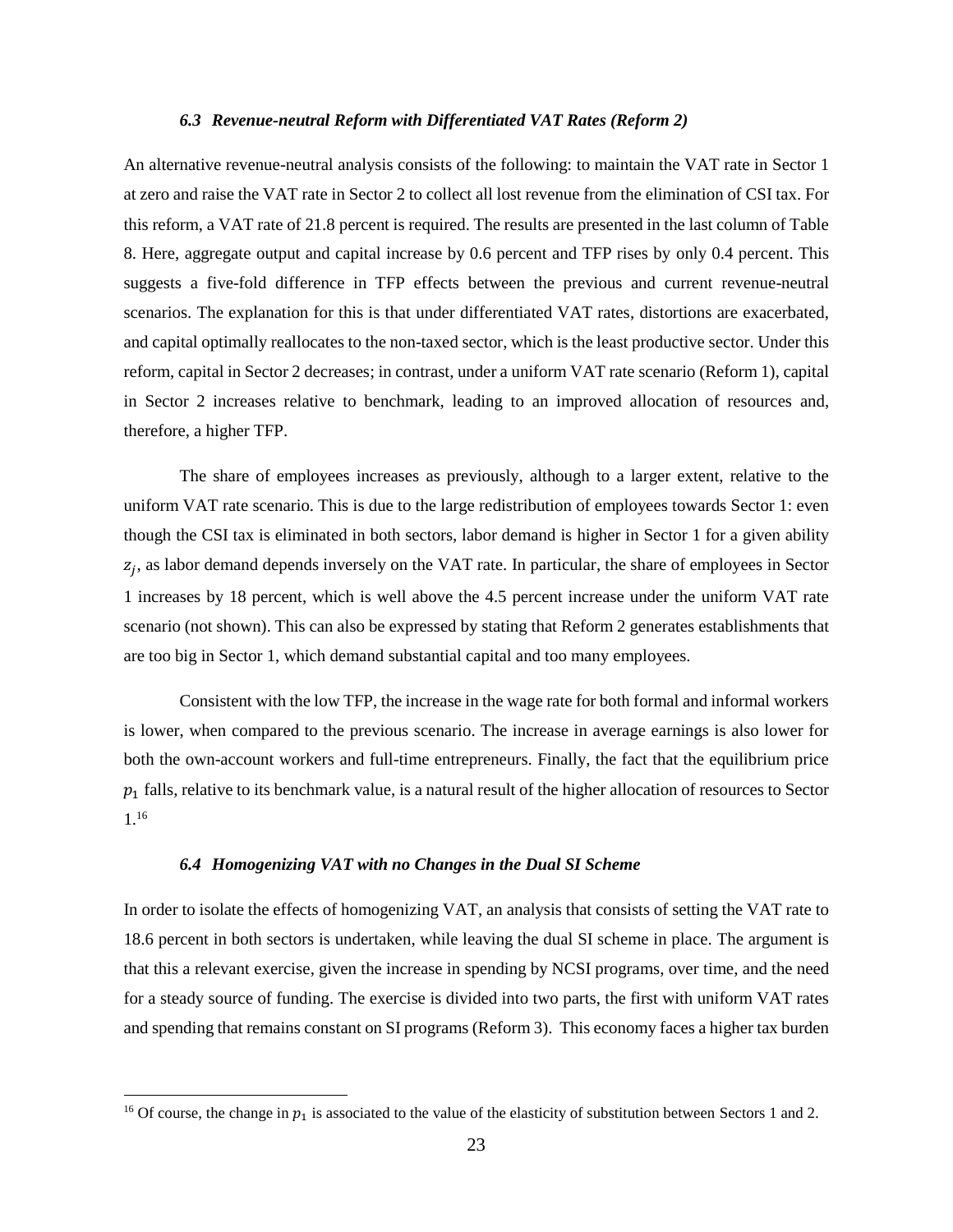### *6.3 Revenue-neutral Reform with Differentiated VAT Rates (Reform 2)*

An alternative revenue-neutral analysis consists of the following: to maintain the VAT rate in Sector 1 at zero and raise the VAT rate in Sector 2 to collect all lost revenue from the elimination of CSI tax. For this reform, a VAT rate of 21.8 percent is required. The results are presented in the last column of Table 8. Here, aggregate output and capital increase by 0.6 percent and TFP rises by only 0.4 percent. This suggests a five-fold difference in TFP effects between the previous and current revenue-neutral scenarios. The explanation for this is that under differentiated VAT rates, distortions are exacerbated, and capital optimally reallocates to the non-taxed sector, which is the least productive sector. Under this reform, capital in Sector 2 decreases; in contrast, under a uniform VAT rate scenario (Reform 1), capital in Sector 2 increases relative to benchmark, leading to an improved allocation of resources and, therefore, a higher TFP.

The share of employees increases as previously, although to a larger extent, relative to the uniform VAT rate scenario. This is due to the large redistribution of employees towards Sector 1: even though the CSI tax is eliminated in both sectors, labor demand is higher in Sector 1 for a given ability $z_j$, as labor demand depends inversely on the VAT rate. In particular, the share of employees in Sector 1 increases by 18 percent, which is well above the 4.5 percent increase under the uniform VAT rate scenario (not shown). This can also be expressed by stating that Reform 2 generates establishments that are too big in Sector 1, which demand substantial capital and too many employees.

Consistent with the low TFP, the increase in the wage rate for both formal and informal workers is lower, when compared to the previous scenario. The increase in average earnings is also lower for both the own-account workers and full-time entrepreneurs. Finally, the fact that the equilibrium price $p_1$ falls, relative to its benchmark value, is a natural result of the higher allocation of resources to Sector 1.[16]

### *6.4 Homogenizing VAT with no Changes in the Dual SI Scheme*

In order to isolate the effects of homogenizing VAT, an analysis that consists of setting the VAT rate to 18.6 percent in both sectors is undertaken, while leaving the dual SI scheme in place. The argument is that this a relevant exercise, given the increase in spending by NCSI programs, over time, and the need for a steady source of funding. The exercise is divided into two parts, the first with uniform VAT rates and spending that remains constant on SI programs (Reform 3). This economy faces a higher tax burden

[16] Of course, the change in $p_1$ is associated to the value of the elasticity of substitution between Sectors 1 and 2.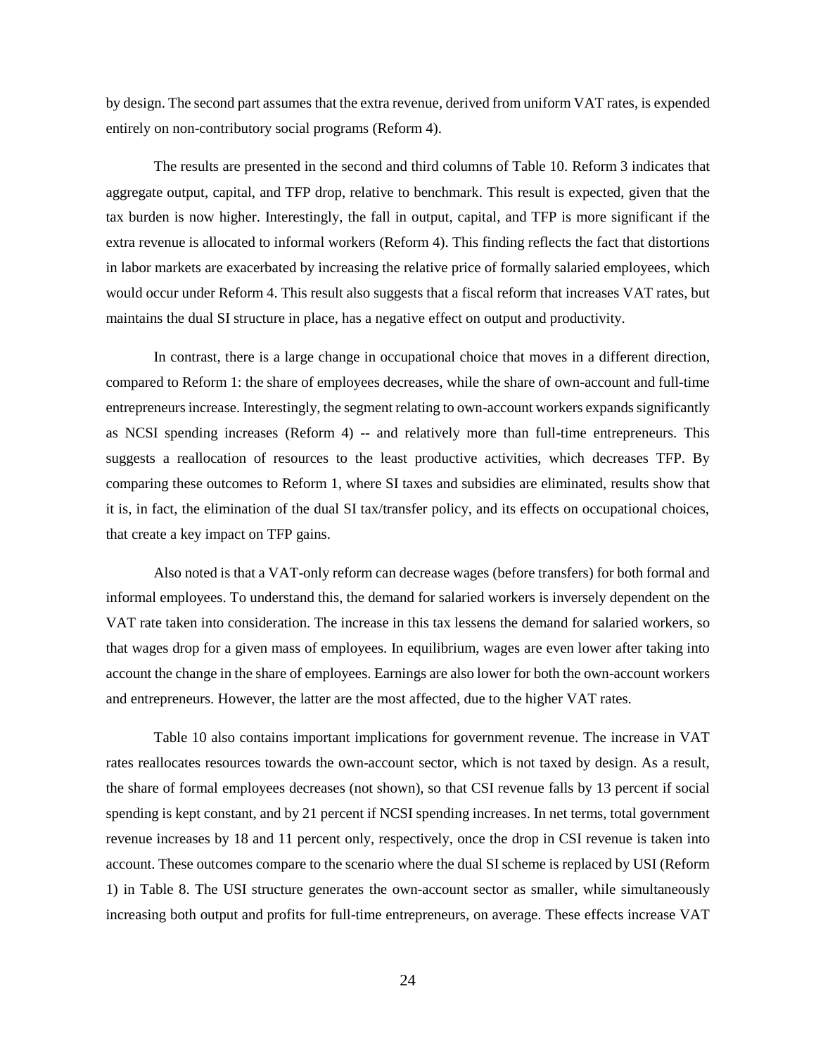by design. The second part assumes that the extra revenue, derived from uniform VAT rates, is expended entirely on non-contributory social programs (Reform 4).

The results are presented in the second and third columns of Table 10. Reform 3 indicates that aggregate output, capital, and TFP drop, relative to benchmark. This result is expected, given that the tax burden is now higher. Interestingly, the fall in output, capital, and TFP is more significant if the extra revenue is allocated to informal workers (Reform 4). This finding reflects the fact that distortions in labor markets are exacerbated by increasing the relative price of formally salaried employees, which would occur under Reform 4. This result also suggests that a fiscal reform that increases VAT rates, but maintains the dual SI structure in place, has a negative effect on output and productivity.

In contrast, there is a large change in occupational choice that moves in a different direction, compared to Reform 1: the share of employees decreases, while the share of own-account and full-time entrepreneurs increase. Interestingly, the segment relating to own-account workers expands significantly as NCSI spending increases (Reform 4) -- and relatively more than full-time entrepreneurs. This suggests a reallocation of resources to the least productive activities, which decreases TFP. By comparing these outcomes to Reform 1, where SI taxes and subsidies are eliminated, results show that it is, in fact, the elimination of the dual SI tax/transfer policy, and its effects on occupational choices, that create a key impact on TFP gains.

Also noted is that a VAT-only reform can decrease wages (before transfers) for both formal and informal employees. To understand this, the demand for salaried workers is inversely dependent on the VAT rate taken into consideration. The increase in this tax lessens the demand for salaried workers, so that wages drop for a given mass of employees. In equilibrium, wages are even lower after taking into account the change in the share of employees. Earnings are also lower for both the own-account workers and entrepreneurs. However, the latter are the most affected, due to the higher VAT rates.

Table 10 also contains important implications for government revenue. The increase in VAT rates reallocates resources towards the own-account sector, which is not taxed by design. As a result, the share of formal employees decreases (not shown), so that CSI revenue falls by 13 percent if social spending is kept constant, and by 21 percent if NCSI spending increases. In net terms, total government revenue increases by 18 and 11 percent only, respectively, once the drop in CSI revenue is taken into account. These outcomes compare to the scenario where the dual SI scheme is replaced by USI (Reform 1) in Table 8. The USI structure generates the own-account sector as smaller, while simultaneously increasing both output and profits for full-time entrepreneurs, on average. These effects increase VAT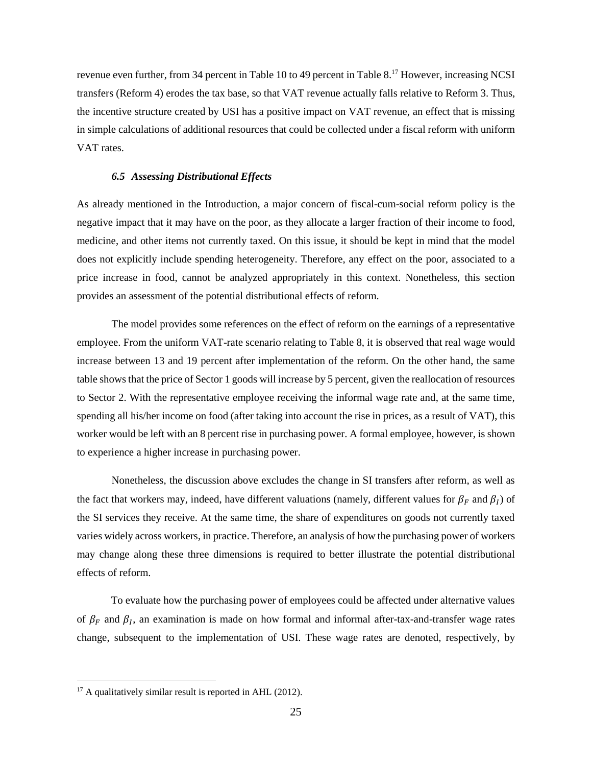revenue even further, from 34 percent in Table 10 to 49 percent in Table 8.[17] However, increasing NCSI transfers (Reform 4) erodes the tax base, so that VAT revenue actually falls relative to Reform 3. Thus, the incentive structure created by USI has a positive impact on VAT revenue, an effect that is missing in simple calculations of additional resources that could be collected under a fiscal reform with uniform VAT rates.

### *6.5 Assessing Distributional Effects*

As already mentioned in the Introduction, a major concern of fiscal-cum-social reform policy is the negative impact that it may have on the poor, as they allocate a larger fraction of their income to food, medicine, and other items not currently taxed. On this issue, it should be kept in mind that the model does not explicitly include spending heterogeneity. Therefore, any effect on the poor, associated to a price increase in food, cannot be analyzed appropriately in this context. Nonetheless, this section provides an assessment of the potential distributional effects of reform.

The model provides some references on the effect of reform on the earnings of a representative employee. From the uniform VAT-rate scenario relating to Table 8, it is observed that real wage would increase between 13 and 19 percent after implementation of the reform. On the other hand, the same table shows that the price of Sector 1 goods will increase by 5 percent, given the reallocation of resources to Sector 2. With the representative employee receiving the informal wage rate and, at the same time, spending all his/her income on food (after taking into account the rise in prices, as a result of VAT), this worker would be left with an 8 percent rise in purchasing power. A formal employee, however, is shown to experience a higher increase in purchasing power.

Nonetheless, the discussion above excludes the change in SI transfers after reform, as well as the fact that workers may, indeed, have different valuations (namely, different values for $\beta_F$ and $\beta_I$) of the SI services they receive. At the same time, the share of expenditures on goods not currently taxed varies widely across workers, in practice. Therefore, an analysis of how the purchasing power of workers may change along these three dimensions is required to better illustrate the potential distributional effects of reform.

To evaluate how the purchasing power of employees could be affected under alternative values of $\beta_F$ and $\beta_I$, an examination is made on how formal and informal after-tax-and-transfer wage rates change, subsequent to the implementation of USI. These wage rates are denoted, respectively, by

---

[17] A qualitatively similar result is reported in AHL (2012).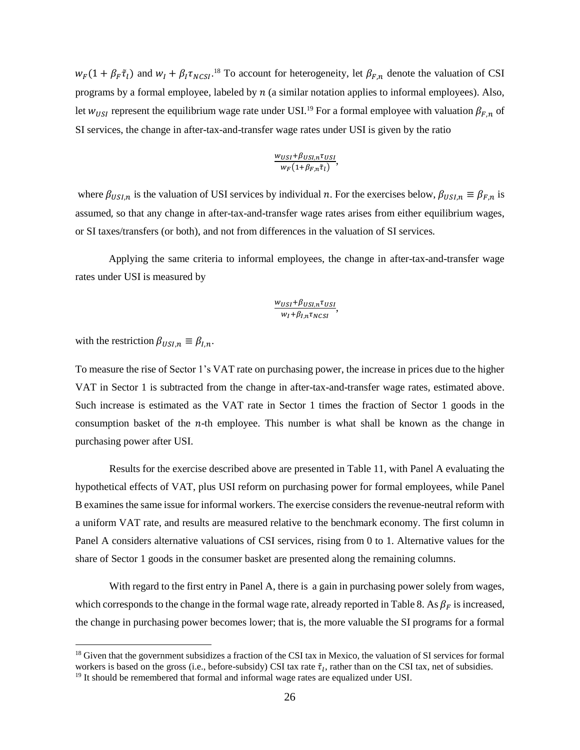$w_F(1 + \beta_F \tilde{\tau}_I)$ and $w_I + \beta_I \tau_{NCSI}$.[18] To account for heterogeneity, let $\beta_{F,n}$ denote the valuation of CSI programs by a formal employee, labeled by $n$ (a similar notation applies to informal employees). Also, let $w_{USI}$ represent the equilibrium wage rate under USI.[19] For a formal employee with valuation $\beta_{F,n}$ of SI services, the change in after-tax-and-transfer wage rates under USI is given by the ratio

$$\frac{w_{USI} + \beta_{USI,n} \tau_{USI}}{w_F(1 + \beta_{F,n} \tilde{\tau}_I)},$$

where $\beta_{USI,n}$ is the valuation of USI services by individual $n$. For the exercises below, $\beta_{USI,n} \equiv \beta_{F,n}$ is assumed, so that any change in after-tax-and-transfer wage rates arises from either equilibrium wages, or SI taxes/transfers (or both), and not from differences in the valuation of SI services.

Applying the same criteria to informal employees, the change in after-tax-and-transfer wage rates under USI is measured by

$$\frac{w_{USI} + \beta_{USI,n} \tau_{USI}}{w_I + \beta_{I,n} \tau_{NCSI}},$$

with the restriction $\beta_{USI,n} \equiv \beta_{I,n}$.

To measure the rise of Sector 1's VAT rate on purchasing power, the increase in prices due to the higher VAT in Sector 1 is subtracted from the change in after-tax-and-transfer wage rates, estimated above. Such increase is estimated as the VAT rate in Sector 1 times the fraction of Sector 1 goods in the consumption basket of the $n$-th employee. This number is what shall be known as the change in purchasing power after USI.

Results for the exercise described above are presented in Table 11, with Panel A evaluating the hypothetical effects of VAT, plus USI reform on purchasing power for formal employees, while Panel B examines the same issue for informal workers. The exercise considers the revenue-neutral reform with a uniform VAT rate, and results are measured relative to the benchmark economy. The first column in Panel A considers alternative valuations of CSI services, rising from 0 to 1. Alternative values for the share of Sector 1 goods in the consumer basket are presented along the remaining columns.

With regard to the first entry in Panel A, there is a gain in purchasing power solely from wages, which corresponds to the change in the formal wage rate, already reported in Table 8. As $\beta_F$ is increased, the change in purchasing power becomes lower; that is, the more valuable the SI programs for a formal

[18] Given that the government subsidizes a fraction of the CSI tax in Mexico, the valuation of SI services for formal workers is based on the gross (i.e., before-subsidy) CSI tax rate $\tilde{\tau}_I$, rather than on the CSI tax, net of subsidies.

[19] It should be remembered that formal and informal wage rates are equalized under USI.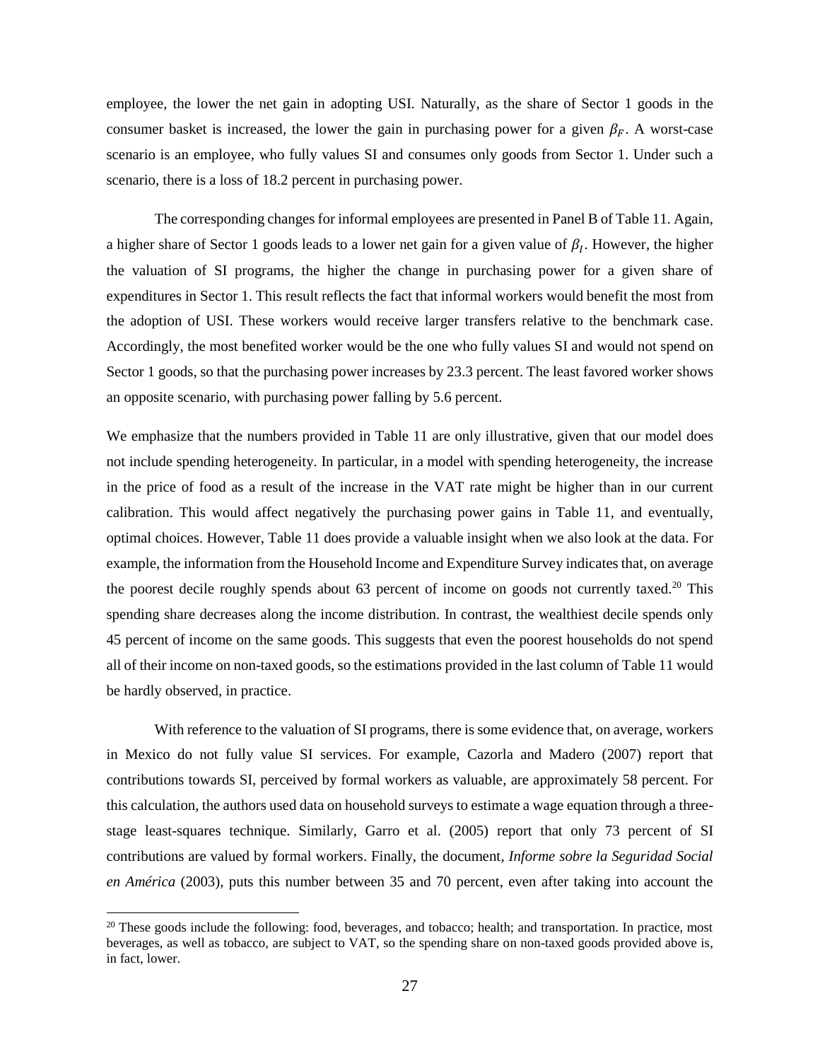employee, the lower the net gain in adopting USI. Naturally, as the share of Sector 1 goods in the consumer basket is increased, the lower the gain in purchasing power for a given $\beta_F$. A worst-case scenario is an employee, who fully values SI and consumes only goods from Sector 1. Under such a scenario, there is a loss of 18.2 percent in purchasing power.

The corresponding changes for informal employees are presented in Panel B of Table 11. Again, a higher share of Sector 1 goods leads to a lower net gain for a given value of $\beta_I$. However, the higher the valuation of SI programs, the higher the change in purchasing power for a given share of expenditures in Sector 1. This result reflects the fact that informal workers would benefit the most from the adoption of USI. These workers would receive larger transfers relative to the benchmark case. Accordingly, the most benefited worker would be the one who fully values SI and would not spend on Sector 1 goods, so that the purchasing power increases by 23.3 percent. The least favored worker shows an opposite scenario, with purchasing power falling by 5.6 percent.

We emphasize that the numbers provided in Table 11 are only illustrative, given that our model does not include spending heterogeneity. In particular, in a model with spending heterogeneity, the increase in the price of food as a result of the increase in the VAT rate might be higher than in our current calibration. This would affect negatively the purchasing power gains in Table 11, and eventually, optimal choices. However, Table 11 does provide a valuable insight when we also look at the data. For example, the information from the Household Income and Expenditure Survey indicates that, on average the poorest decile roughly spends about 63 percent of income on goods not currently taxed.[20] This spending share decreases along the income distribution. In contrast, the wealthiest decile spends only 45 percent of income on the same goods. This suggests that even the poorest households do not spend all of their income on non-taxed goods, so the estimations provided in the last column of Table 11 would be hardly observed, in practice.

With reference to the valuation of SI programs, there is some evidence that, on average, workers in Mexico do not fully value SI services. For example, Cazorla and Madero (2007) report that contributions towards SI, perceived by formal workers as valuable, are approximately 58 percent. For this calculation, the authors used data on household surveys to estimate a wage equation through a three-stage least-squares technique. Similarly, Garro et al. (2005) report that only 73 percent of SI contributions are valued by formal workers. Finally, the document, *Informe sobre la Seguridad Social en América* (2003), puts this number between 35 and 70 percent, even after taking into account the

[20] These goods include the following: food, beverages, and tobacco; health; and transportation. In practice, most beverages, as well as tobacco, are subject to VAT, so the spending share on non-taxed goods provided above is, in fact, lower.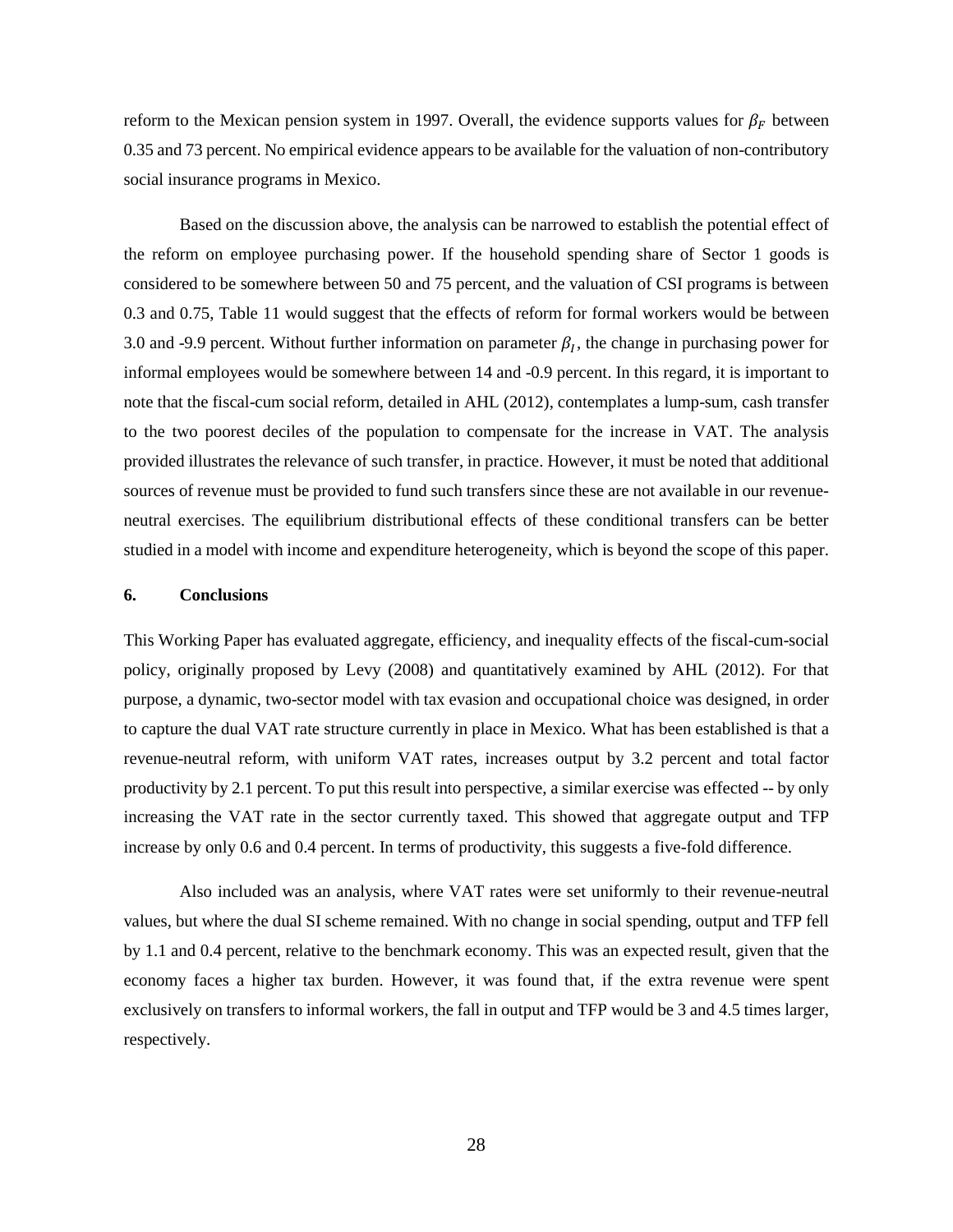reform to the Mexican pension system in 1997. Overall, the evidence supports values for $\beta_F$ between 0.35 and 73 percent. No empirical evidence appears to be available for the valuation of non-contributory social insurance programs in Mexico.

Based on the discussion above, the analysis can be narrowed to establish the potential effect of the reform on employee purchasing power. If the household spending share of Sector 1 goods is considered to be somewhere between 50 and 75 percent, and the valuation of CSI programs is between 0.3 and 0.75, Table 11 would suggest that the effects of reform for formal workers would be between 3.0 and -9.9 percent. Without further information on parameter $\beta_I$, the change in purchasing power for informal employees would be somewhere between 14 and -0.9 percent. In this regard, it is important to note that the fiscal-cum social reform, detailed in AHL (2012), contemplates a lump-sum, cash transfer to the two poorest deciles of the population to compensate for the increase in VAT. The analysis provided illustrates the relevance of such transfer, in practice. However, it must be noted that additional sources of revenue must be provided to fund such transfers since these are not available in our revenue-neutral exercises. The equilibrium distributional effects of these conditional transfers can be better studied in a model with income and expenditure heterogeneity, which is beyond the scope of this paper.

## 6. Conclusions

This Working Paper has evaluated aggregate, efficiency, and inequality effects of the fiscal-cum-social policy, originally proposed by Levy (2008) and quantitatively examined by AHL (2012). For that purpose, a dynamic, two-sector model with tax evasion and occupational choice was designed, in order to capture the dual VAT rate structure currently in place in Mexico. What has been established is that a revenue-neutral reform, with uniform VAT rates, increases output by 3.2 percent and total factor productivity by 2.1 percent. To put this result into perspective, a similar exercise was effected -- by only increasing the VAT rate in the sector currently taxed. This showed that aggregate output and TFP increase by only 0.6 and 0.4 percent. In terms of productivity, this suggests a five-fold difference.

Also included was an analysis, where VAT rates were set uniformly to their revenue-neutral values, but where the dual SI scheme remained. With no change in social spending, output and TFP fell by 1.1 and 0.4 percent, relative to the benchmark economy. This was an expected result, given that the economy faces a higher tax burden. However, it was found that, if the extra revenue were spent exclusively on transfers to informal workers, the fall in output and TFP would be 3 and 4.5 times larger, respectively.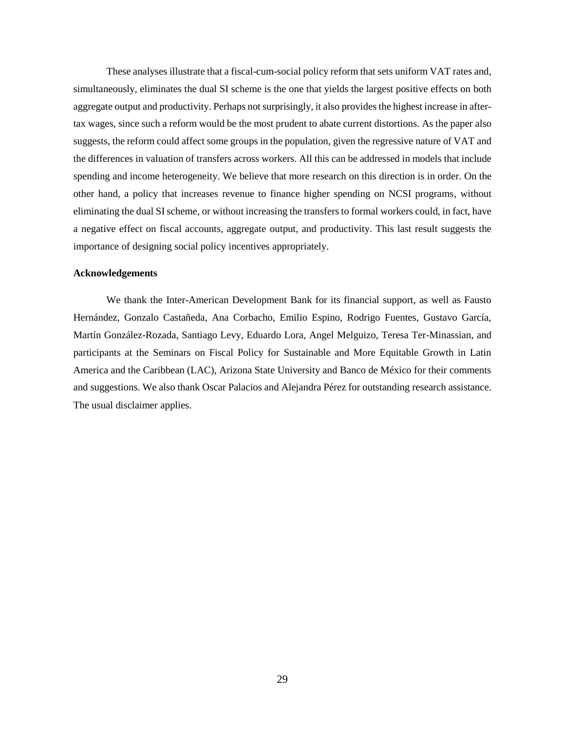These analyses illustrate that a fiscal-cum-social policy reform that sets uniform VAT rates and, simultaneously, eliminates the dual SI scheme is the one that yields the largest positive effects on both aggregate output and productivity. Perhaps not surprisingly, it also provides the highest increase in after-tax wages, since such a reform would be the most prudent to abate current distortions. As the paper also suggests, the reform could affect some groups in the population, given the regressive nature of VAT and the differences in valuation of transfers across workers. All this can be addressed in models that include spending and income heterogeneity. We believe that more research on this direction is in order. On the other hand, a policy that increases revenue to finance higher spending on NCSI programs, without eliminating the dual SI scheme, or without increasing the transfers to formal workers could, in fact, have a negative effect on fiscal accounts, aggregate output, and productivity. This last result suggests the importance of designing social policy incentives appropriately.

**Acknowledgements**

We thank the Inter-American Development Bank for its financial support, as well as Fausto Hernández, Gonzalo Castañeda, Ana Corbacho, Emilio Espino, Rodrigo Fuentes, Gustavo García, Martín González-Rozada, Santiago Levy, Eduardo Lora, Angel Melguizo, Teresa Ter-Minassian, and participants at the Seminars on Fiscal Policy for Sustainable and More Equitable Growth in Latin America and the Caribbean (LAC), Arizona State University and Banco de México for their comments and suggestions. We also thank Oscar Palacios and Alejandra Pérez for outstanding research assistance. The usual disclaimer applies.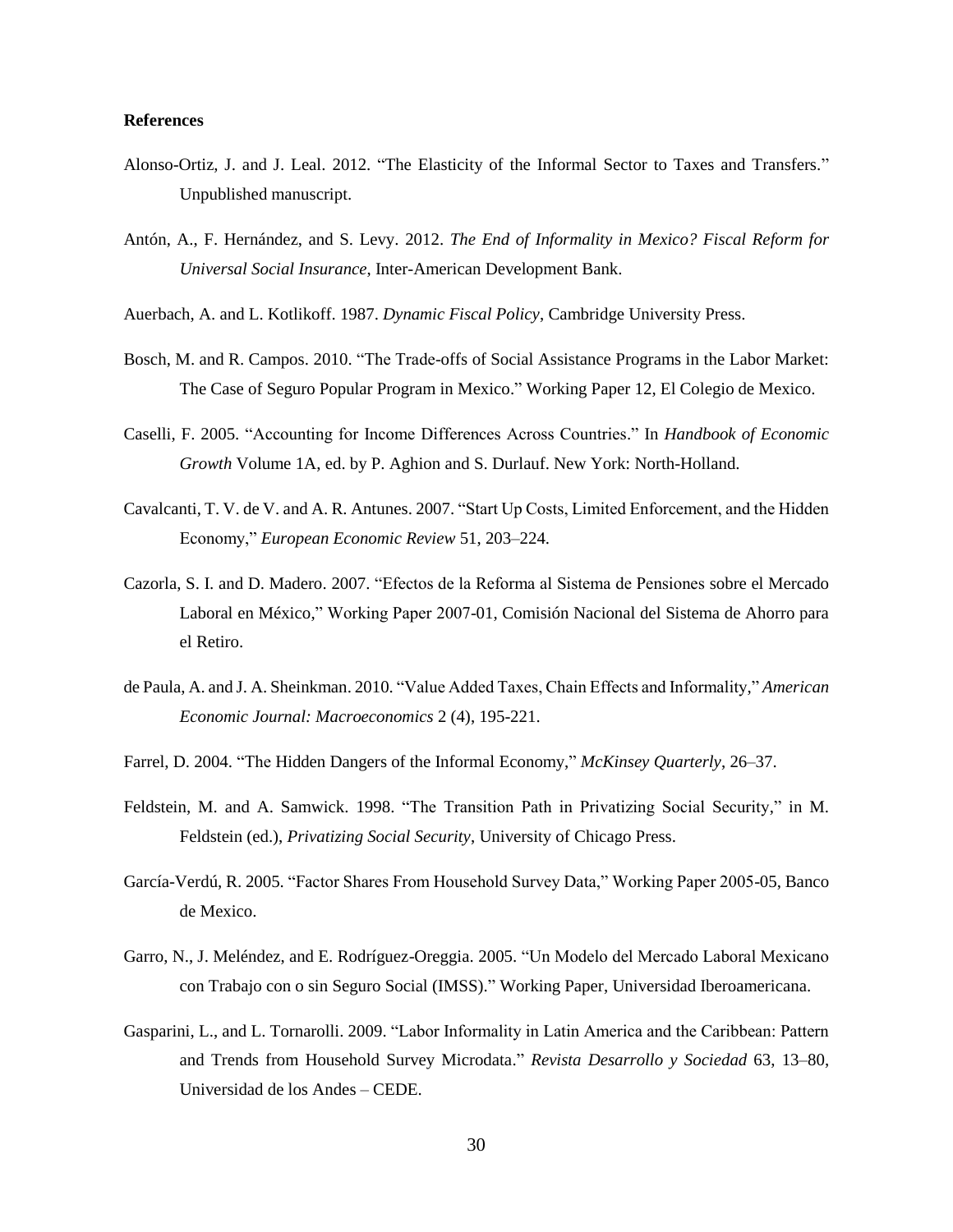**References**

Alonso-Ortiz, J. and J. Leal. 2012. "The Elasticity of the Informal Sector to Taxes and Transfers." Unpublished manuscript.

Antón, A., F. Hernández, and S. Levy. 2012. *The End of Informality in Mexico? Fiscal Reform for Universal Social Insurance*, Inter-American Development Bank.

Auerbach, A. and L. Kotlikoff. 1987. *Dynamic Fiscal Policy*, Cambridge University Press.

Bosch, M. and R. Campos. 2010. "The Trade-offs of Social Assistance Programs in the Labor Market: The Case of Seguro Popular Program in Mexico." Working Paper 12, El Colegio de Mexico.

Caselli, F. 2005. "Accounting for Income Differences Across Countries." In *Handbook of Economic Growth* Volume 1A, ed. by P. Aghion and S. Durlauf. New York: North-Holland.

Cavalcanti, T. V. de V. and A. R. Antunes. 2007. "Start Up Costs, Limited Enforcement, and the Hidden Economy," *European Economic Review* 51, 203–224.

Cazorla, S. I. and D. Madero. 2007. "Efectos de la Reforma al Sistema de Pensiones sobre el Mercado Laboral en México," Working Paper 2007-01, Comisión Nacional del Sistema de Ahorro para el Retiro.

de Paula, A. and J. A. Sheinkman. 2010. "Value Added Taxes, Chain Effects and Informality," *American Economic Journal: Macroeconomics* 2 (4), 195-221.

Farrel, D. 2004. "The Hidden Dangers of the Informal Economy," *McKinsey Quarterly*, 26–37.

Feldstein, M. and A. Samwick. 1998. "The Transition Path in Privatizing Social Security," in M. Feldstein (ed.), *Privatizing Social Security*, University of Chicago Press.

García-Verdú, R. 2005. "Factor Shares From Household Survey Data," Working Paper 2005-05, Banco de Mexico.

Garro, N., J. Meléndez, and E. Rodríguez-Oreggia. 2005. "Un Modelo del Mercado Laboral Mexicano con Trabajo con o sin Seguro Social (IMSS)." Working Paper, Universidad Iberoamericana.

Gasparini, L., and L. Tornarolli. 2009. "Labor Informality in Latin America and the Caribbean: Pattern and Trends from Household Survey Microdata." *Revista Desarrollo y Sociedad* 63, 13–80, Universidad de los Andes – CEDE.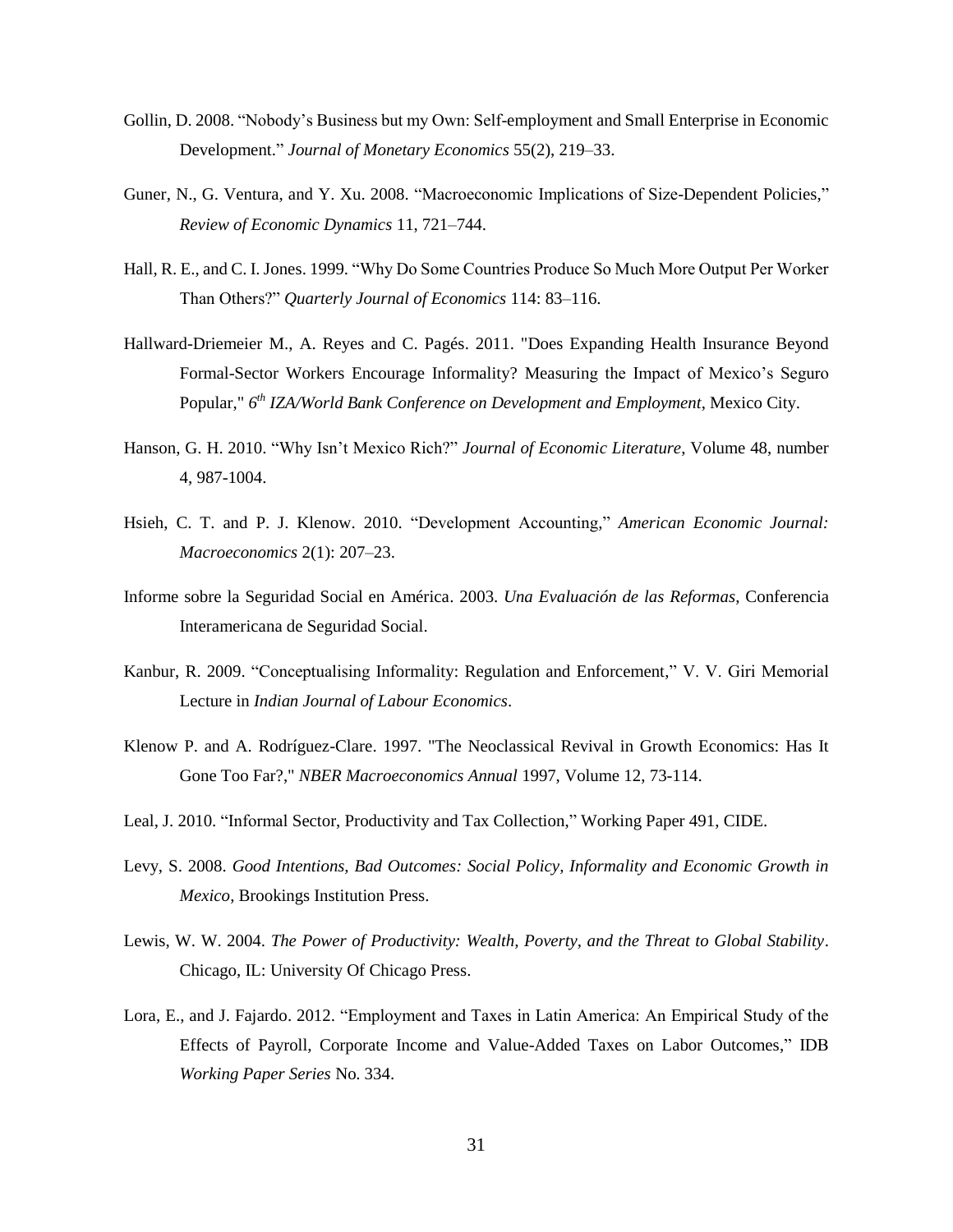Gollin, D. 2008. “Nobody’s Business but my Own: Self-employment and Small Enterprise in Economic Development.” *Journal of Monetary Economics* 55(2), 219–33.

Guner, N., G. Ventura, and Y. Xu. 2008. “Macroeconomic Implications of Size-Dependent Policies,” *Review of Economic Dynamics* 11, 721–744.

Hall, R. E., and C. I. Jones. 1999. “Why Do Some Countries Produce So Much More Output Per Worker Than Others?” *Quarterly Journal of Economics* 114: 83–116.

Hallward-Driemeier M., A. Reyes and C. Pagés. 2011. "Does Expanding Health Insurance Beyond Formal-Sector Workers Encourage Informality? Measuring the Impact of Mexico’s Seguro Popular," *6th IZA/World Bank Conference on Development and Employment*, Mexico City.

Hanson, G. H. 2010. “Why Isn’t Mexico Rich?” *Journal of Economic Literature*, Volume 48, number 4, 987-1004.

Hsieh, C. T. and P. J. Klenow. 2010. “Development Accounting,” *American Economic Journal: Macroeconomics* 2(1): 207–23.

Informe sobre la Seguridad Social en América. 2003. *Una Evaluación de las Reformas*, Conferencia Interamericana de Seguridad Social.

Kanbur, R. 2009. “Conceptualising Informality: Regulation and Enforcement,” V. V. Giri Memorial Lecture in *Indian Journal of Labour Economics*.

Klenow P. and A. Rodríguez-Clare. 1997. "The Neoclassical Revival in Growth Economics: Has It Gone Too Far?," *NBER Macroeconomics Annual* 1997, Volume 12, 73-114.

Leal, J. 2010. “Informal Sector, Productivity and Tax Collection,” Working Paper 491, CIDE.

Levy, S. 2008. *Good Intentions, Bad Outcomes: Social Policy, Informality and Economic Growth in Mexico*, Brookings Institution Press.

Lewis, W. W. 2004. *The Power of Productivity: Wealth, Poverty, and the Threat to Global Stability*. Chicago, IL: University Of Chicago Press.

Lora, E., and J. Fajardo. 2012. “Employment and Taxes in Latin America: An Empirical Study of the Effects of Payroll, Corporate Income and Value-Added Taxes on Labor Outcomes,” IDB *Working Paper Series* No. 334.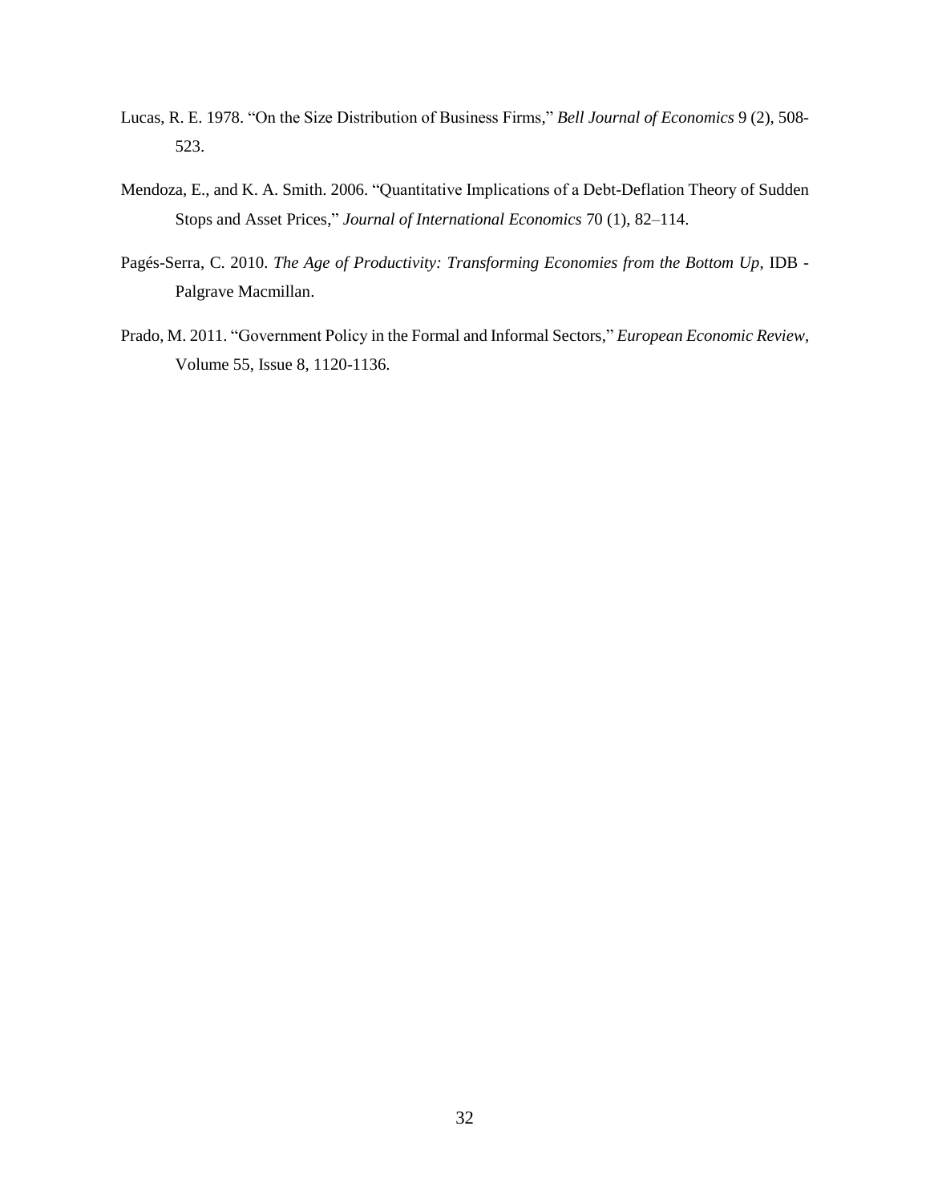Lucas, R. E. 1978. "On the Size Distribution of Business Firms," *Bell Journal of Economics* 9 (2), 508-523.

Mendoza, E., and K. A. Smith. 2006. "Quantitative Implications of a Debt-Deflation Theory of Sudden Stops and Asset Prices," *Journal of International Economics* 70 (1), 82–114.

Pagés-Serra, C. 2010. *The Age of Productivity: Transforming Economies from the Bottom Up*, IDB - Palgrave Macmillan.

Prado, M. 2011. "Government Policy in the Formal and Informal Sectors," *European Economic Review*, Volume 55, Issue 8, 1120-1136.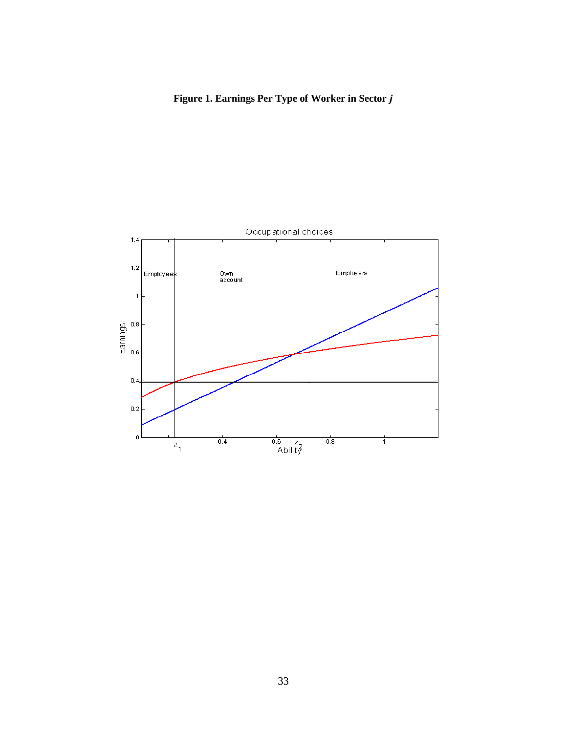**Figure 1. Earnings Per Type of Worker in Sector *j***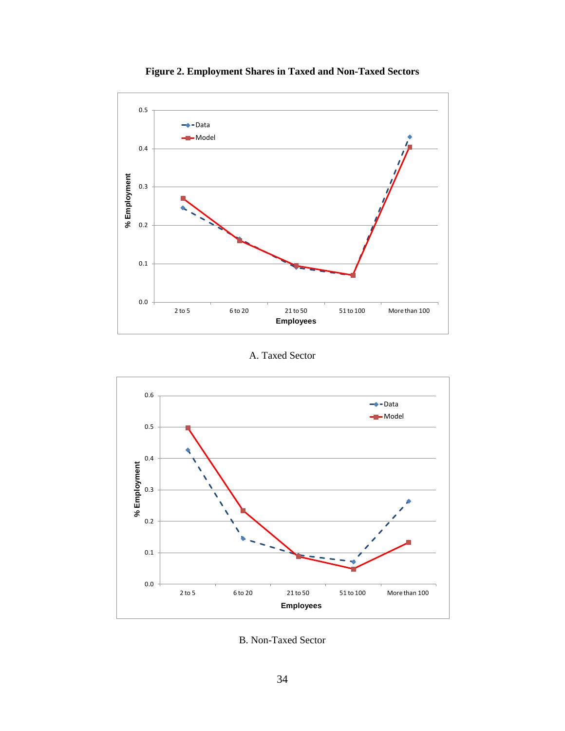**Figure 2. Employment Shares in Taxed and Non-Taxed Sectors**

A. Taxed Sector

B. Non-Taxed Sector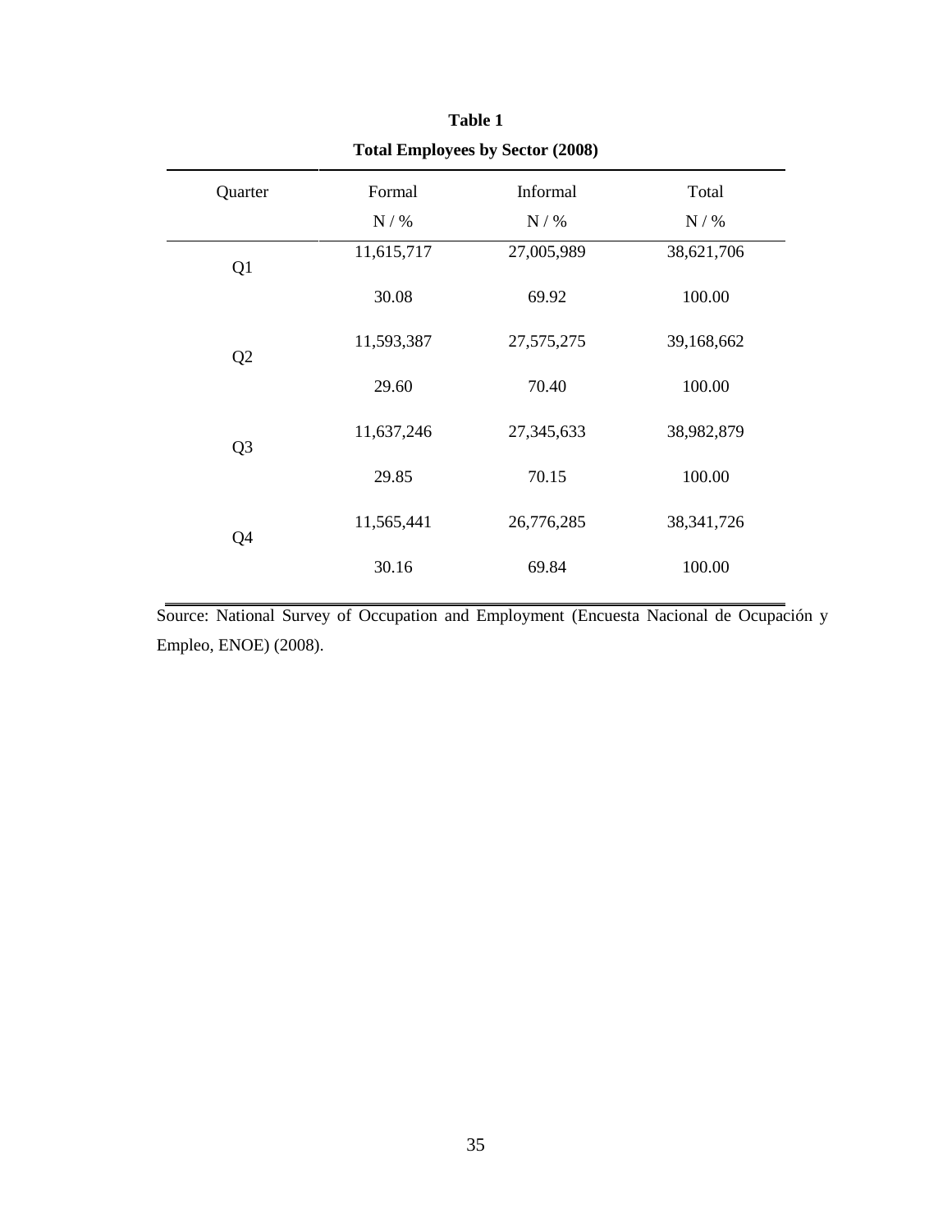**Table 1**

**Total Employees by Sector (2008)**

| Quarter | Formal | Informal | Total |
|---|---|---|---|
| | N / % | N / % | N / % |
| Q1 | 11,615,717 | 27,005,989 | 38,621,706 |
| | 30.08 | 69.92 | 100.00 |
| Q2 | 11,593,387 | 27,575,275 | 39,168,662 |
| | 29.60 | 70.40 | 100.00 |
| Q3 | 11,637,246 | 27,345,633 | 38,982,879 |
| | 29.85 | 70.15 | 100.00 |
| Q4 | 11,565,441 | 26,776,285 | 38,341,726 |
| | 30.16 | 69.84 | 100.00 |

Source: National Survey of Occupation and Employment (Encuesta Nacional de Ocupación y Empleo, ENOE) (2008).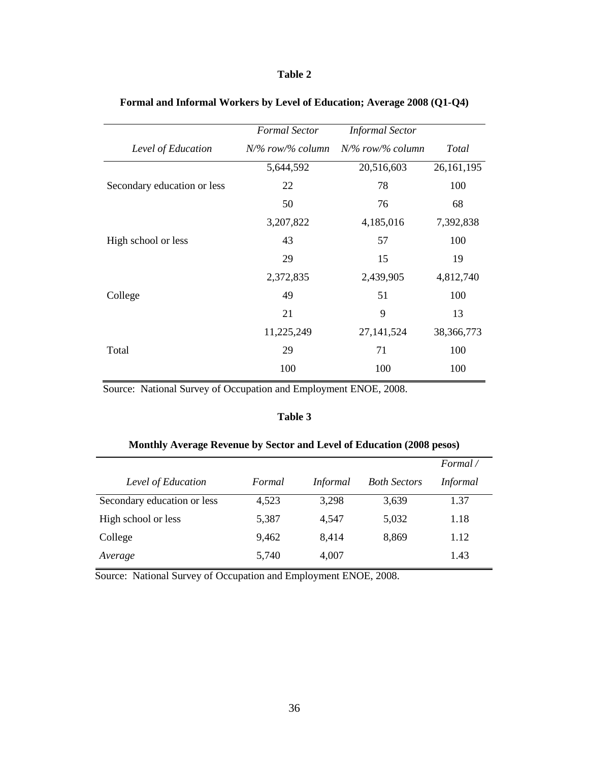**Table 2**

**Formal and Informal Workers by Level of Education; Average 2008 (Q1-Q4)**

| Level of Education | *Formal Sector* *N/% row/% column* | *Informal Sector* *N/% row/% column* | *Total* |
|---|---|---|---|
| | 5,644,592 | 20,516,603 | 26,161,195 |
| Secondary education or less | 22 | 78 | 100 |
| | 50 | 76 | 68 |
| | 3,207,822 | 4,185,016 | 7,392,838 |
| High school or less | 43 | 57 | 100 |
| | 29 | 15 | 19 |
| | 2,372,835 | 2,439,905 | 4,812,740 |
| College | 49 | 51 | 100 |
| | 21 | 9 | 13 |
| | 11,225,249 | 27,141,524 | 38,366,773 |
| Total | 29 | 71 | 100 |
| | 100 | 100 | 100 |

Source: National Survey of Occupation and Employment ENOE, 2008.

**Table 3**

**Monthly Average Revenue by Sector and Level of Education (2008 pesos)**

| *Level of Education* | *Formal* | *Informal* | *Both Sectors* | *Formal / Informal* |
|---|---|---|---|---|
| Secondary education or less | 4,523 | 3,298 | 3,639 | 1.37 |
| High school or less | 5,387 | 4,547 | 5,032 | 1.18 |
| College | 9,462 | 8,414 | 8,869 | 1.12 |
| *Average* | 5,740 | 4,007 | | 1.43 |

Source: National Survey of Occupation and Employment ENOE, 2008.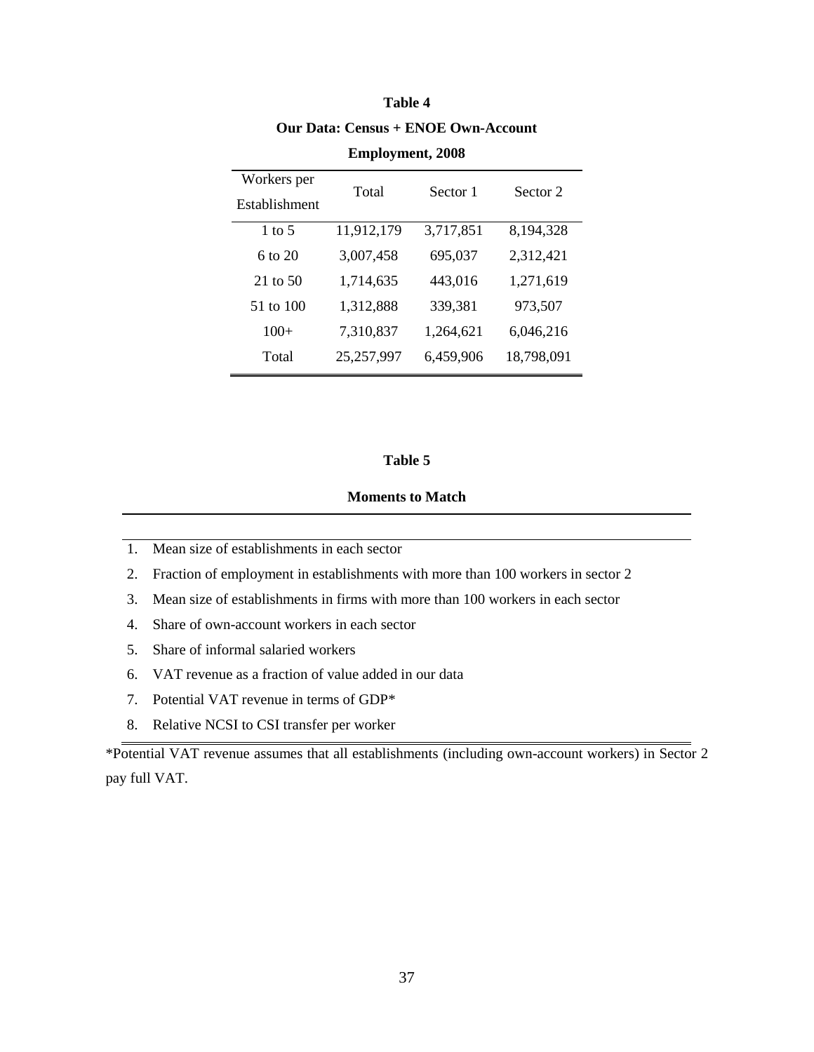**Table 4**

**Our Data: Census + ENOE Own-Account Employment, 2008**

| Workers per Establishment | Total | Sector 1 | Sector 2 |
|---|---|---|---|
| 1 to 5 | 11,912,179 | 3,717,851 | 8,194,328 |
| 6 to 20 | 3,007,458 | 695,037 | 2,312,421 |
| 21 to 50 | 1,714,635 | 443,016 | 1,271,619 |
| 51 to 100 | 1,312,888 | 339,381 | 973,507 |
| 100+ | 7,310,837 | 1,264,621 | 6,046,216 |
| Total | 25,257,997 | 6,459,906 | 18,798,091 |

**Table 5**

**Moments to Match**

1. Mean size of establishments in each sector
2. Fraction of employment in establishments with more than 100 workers in sector 2
3. Mean size of establishments in firms with more than 100 workers in each sector
4. Share of own-account workers in each sector
5. Share of informal salaried workers
6. VAT revenue as a fraction of value added in our data
7. Potential VAT revenue in terms of GDP*
8. Relative NCSI to CSI transfer per worker

*Potential VAT revenue assumes that all establishments (including own-account workers) in Sector 2 pay full VAT.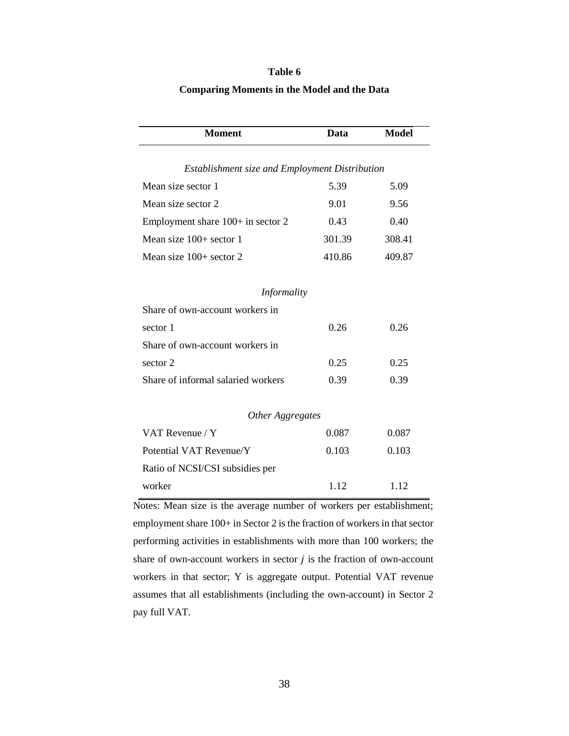**Table 6**

**Comparing Moments in the Model and the Data**

| Moment | Data | Model |
|---|---|---|
| *Establishment size and Employment Distribution* | | |
| Mean size sector 1 | 5.39 | 5.09 |
| Mean size sector 2 | 9.01 | 9.56 |
| Employment share 100+ in sector 2 | 0.43 | 0.40 |
| Mean size 100+ sector 1 | 301.39 | 308.41 |
| Mean size 100+ sector 2 | 410.86 | 409.87 |
| *Informality* | | |
| Share of own-account workers in sector 1 | 0.26 | 0.26 |
| Share of own-account workers in sector 2 | 0.25 | 0.25 |
| Share of informal salaried workers | 0.39 | 0.39 |
| *Other Aggregates* | | |
| VAT Revenue / Y | 0.087 | 0.087 |
| Potential VAT Revenue/Y | 0.103 | 0.103 |
| Ratio of NCSI/CSI subsidies per worker | 1.12 | 1.12 |

Notes: Mean size is the average number of workers per establishment; employment share 100+ in Sector 2 is the fraction of workers in that sector performing activities in establishments with more than 100 workers; the share of own-account workers in sector $j$ is the fraction of own-account workers in that sector; Y is aggregate output. Potential VAT revenue assumes that all establishments (including the own-account) in Sector 2 pay full VAT.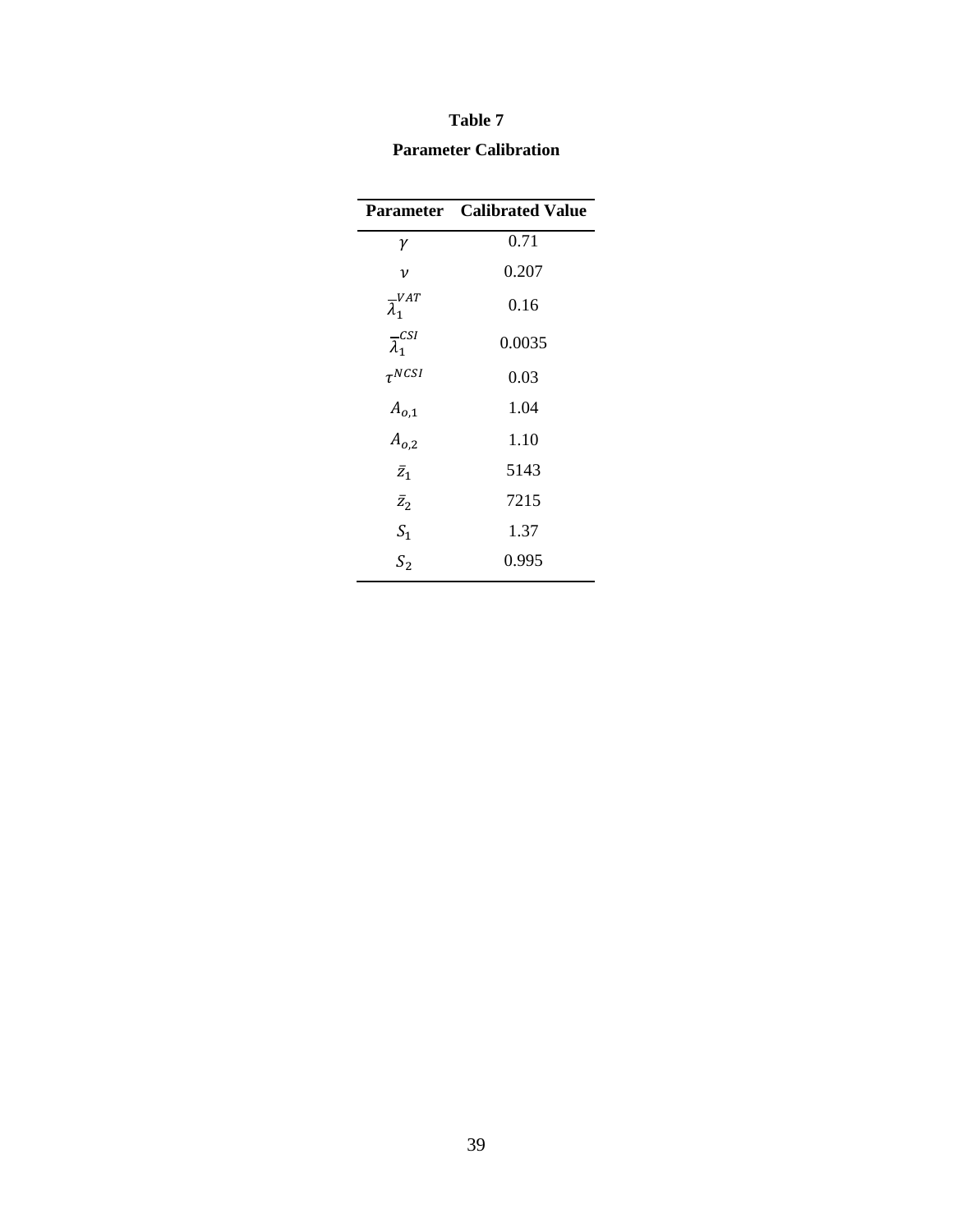**Table 7**

**Parameter Calibration**

| Parameter | Calibrated Value |
|---|---|
| $\gamma$ | 0.71 |
| $\nu$ | 0.207 |
| $\overline{\lambda}_1^{VAT}$ | 0.16 |
| $\overline{\lambda}_1^{CSI}$ | 0.0035 |
| $\tau^{NCSI}$ | 0.03 |
| $A_{o,1}$ | 1.04 |
| $A_{o,2}$ | 1.10 |
| $\bar{z}_1$ | 5143 |
| $\bar{z}_2$ | 7215 |
| $S_1$ | 1.37 |
| $S_2$ | 0.995 |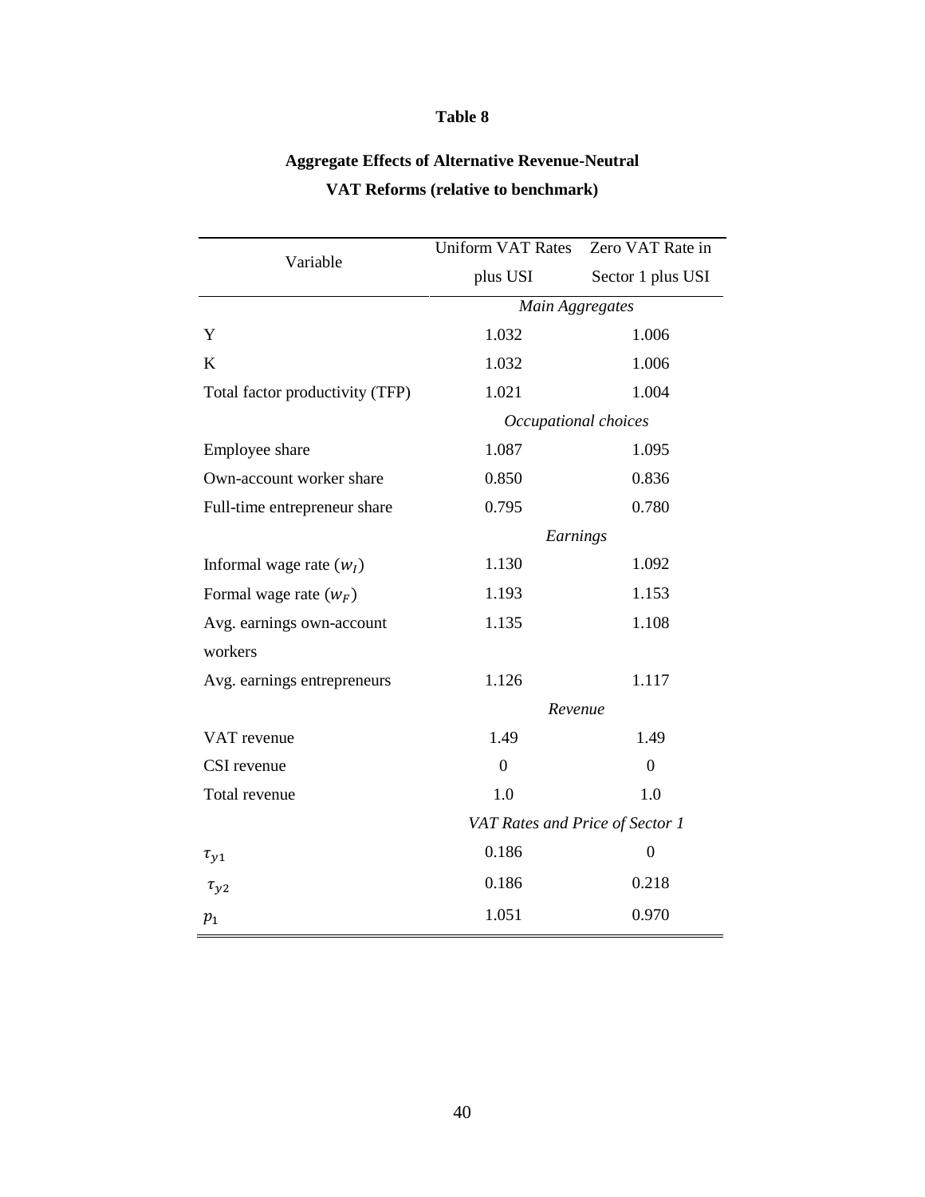**Table 8**

**Aggregate Effects of Alternative Revenue-Neutral VAT Reforms (relative to benchmark)**

| Variable | Uniform VAT Rates plus USI | Zero VAT Rate in Sector 1 plus USI |
|---|---|---|
| | *Main Aggregates* | |
| Y | 1.032 | 1.006 |
| K | 1.032 | 1.006 |
| Total factor productivity (TFP) | 1.021 | 1.004 |
| | *Occupational choices* | |
| Employee share | 1.087 | 1.095 |
| Own-account worker share | 0.850 | 0.836 |
| Full-time entrepreneur share | 0.795 | 0.780 |
| | *Earnings* | |
| Informal wage rate ($w_I$) | 1.130 | 1.092 |
| Formal wage rate ($w_F$) | 1.193 | 1.153 |
| Avg. earnings own-account workers | 1.135 | 1.108 |
| Avg. earnings entrepreneurs | 1.126 | 1.117 |
| | *Revenue* | |
| VAT revenue | 1.49 | 1.49 |
| CSI revenue | 0 | 0 |
| Total revenue | 1.0 | 1.0 |
| | *VAT Rates and Price of Sector 1* | |
| $\tau_{y1}$ | 0.186 | 0 |
| $\tau_{y2}$ | 0.186 | 0.218 |
| $p_1$ | 1.051 | 0.970 |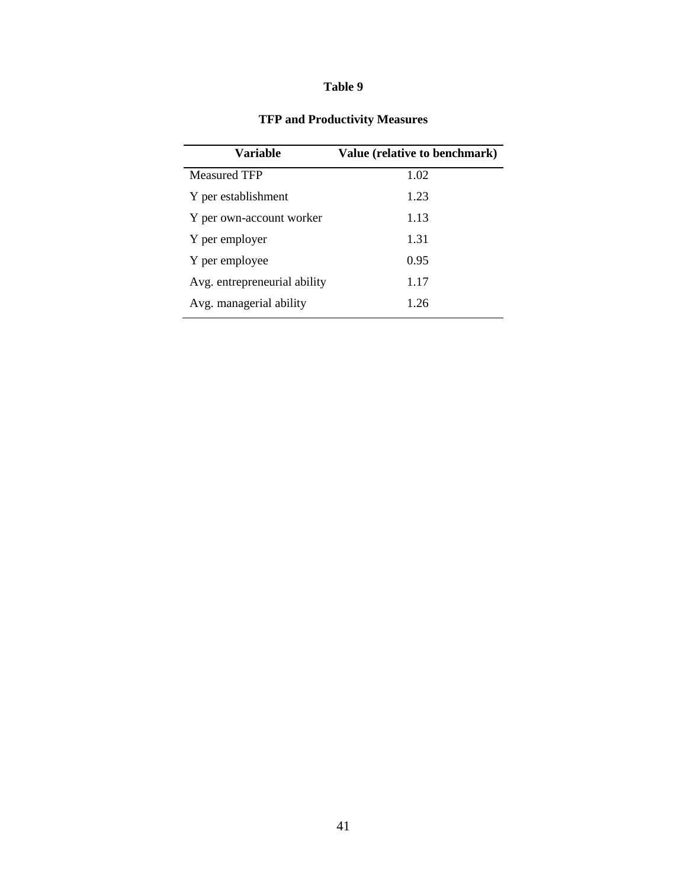# Table 9

## TFP and Productivity Measures

| Variable | Value (relative to benchmark) |
|---|---|
| Measured TFP | 1.02 |
| Y per establishment | 1.23 |
| Y per own-account worker | 1.13 |
| Y per employer | 1.31 |
| Y per employee | 0.95 |
| Avg. entrepreneurial ability | 1.17 |
| Avg. managerial ability | 1.26 |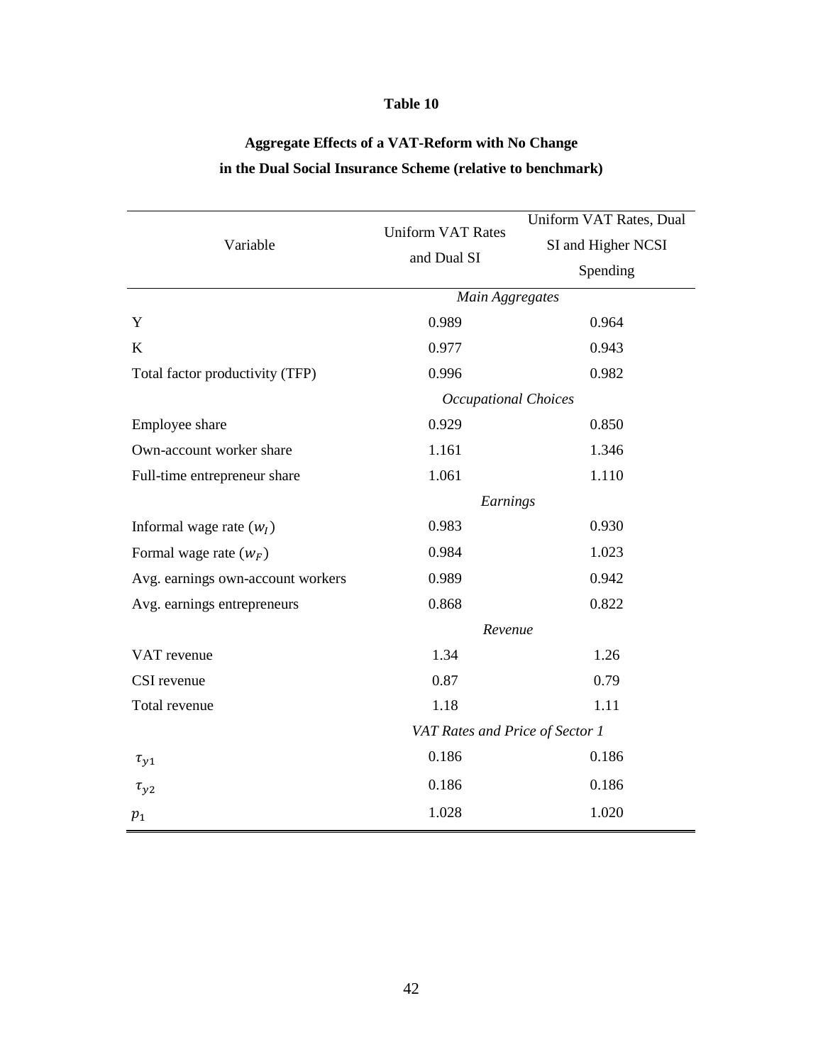**Table 10**

**Aggregate Effects of a VAT-Reform with No Change in the Dual Social Insurance Scheme (relative to benchmark)**

| Variable | Uniform VAT Rates and Dual SI | Uniform VAT Rates, Dual SI and Higher NCSI Spending |
|---|---|---|
| | *Main Aggregates* | |
| Y | 0.989 | 0.964 |
| K | 0.977 | 0.943 |
| Total factor productivity (TFP) | 0.996 | 0.982 |
| | *Occupational Choices* | |
| Employee share | 0.929 | 0.850 |
| Own-account worker share | 1.161 | 1.346 |
| Full-time entrepreneur share | 1.061 | 1.110 |
| | *Earnings* | |
| Informal wage rate ($w_I$) | 0.983 | 0.930 |
| Formal wage rate ($w_F$) | 0.984 | 1.023 |
| Avg. earnings own-account workers | 0.989 | 0.942 |
| Avg. earnings entrepreneurs | 0.868 | 0.822 |
| | *Revenue* | |
| VAT revenue | 1.34 | 1.26 |
| CSI revenue | 0.87 | 0.79 |
| Total revenue | 1.18 | 1.11 |
| | *VAT Rates and Price of Sector 1* | |
| $\tau_{y1}$ | 0.186 | 0.186 |
| $\tau_{y2}$ | 0.186 | 0.186 |
| $p_1$ | 1.028 | 1.020 |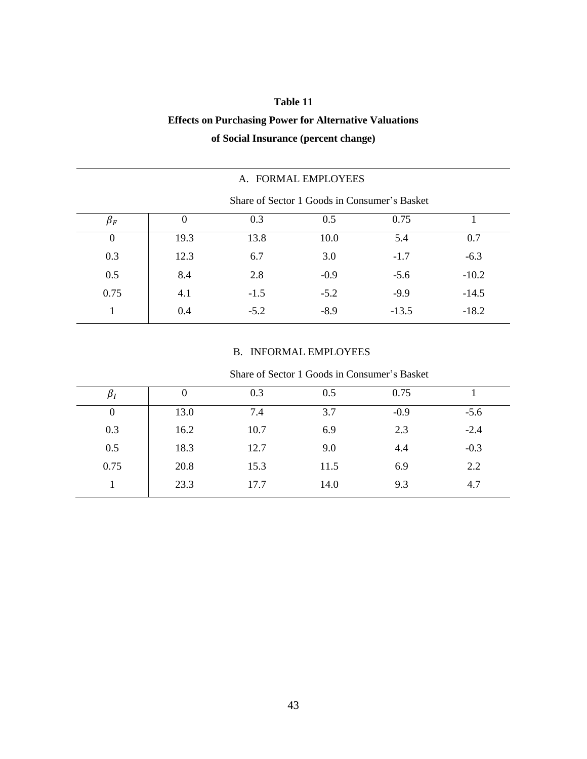**Table 11**

**Effects on Purchasing Power for Alternative Valuations of Social Insurance (percent change)**

A. FORMAL EMPLOYEES

| | Share of Sector 1 Goods in Consumer's Basket | | | | |
|---|---|---|---|---|---|
| $\beta_F$ | 0 | 0.3 | 0.5 | 0.75 | 1 |
| 0 | 19.3 | 13.8 | 10.0 | 5.4 | 0.7 |
| 0.3 | 12.3 | 6.7 | 3.0 | -1.7 | -6.3 |
| 0.5 | 8.4 | 2.8 | -0.9 | -5.6 | -10.2 |
| 0.75 | 4.1 | -1.5 | -5.2 | -9.9 | -14.5 |
| 1 | 0.4 | -5.2 | -8.9 | -13.5 | -18.2 |

B. INFORMAL EMPLOYEES

| | Share of Sector 1 Goods in Consumer's Basket | | | | |
|---|---|---|---|---|---|
| $\beta_I$ | 0 | 0.3 | 0.5 | 0.75 | 1 |
| 0 | 13.0 | 7.4 | 3.7 | -0.9 | -5.6 |
| 0.3 | 16.2 | 10.7 | 6.9 | 2.3 | -2.4 |
| 0.5 | 18.3 | 12.7 | 9.0 | 4.4 | -0.3 |
| 0.75 | 20.8 | 15.3 | 11.5 | 6.9 | 2.2 |
| 1 | 23.3 | 17.7 | 14.0 | 9.3 | 4.7 |